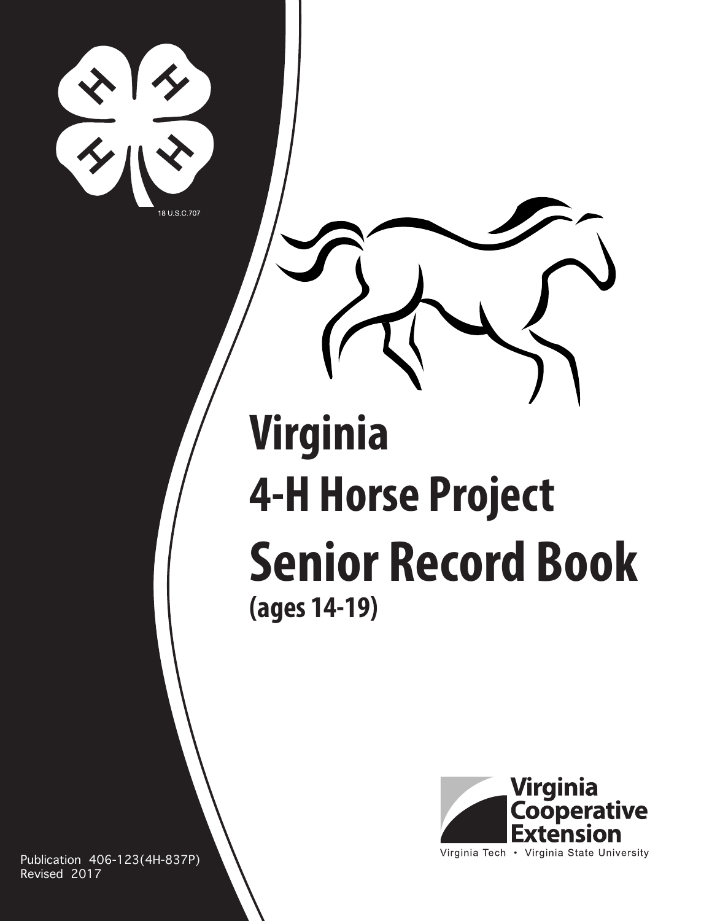18 U.S.C.707

# Virginia 4-H Horse Project Senior Record Book

**(ages 14-19)**

Virginia Cooperative Extension

Virginia Tech • Virginia State University

Publication 406-123(4H-837P)
Revised 2017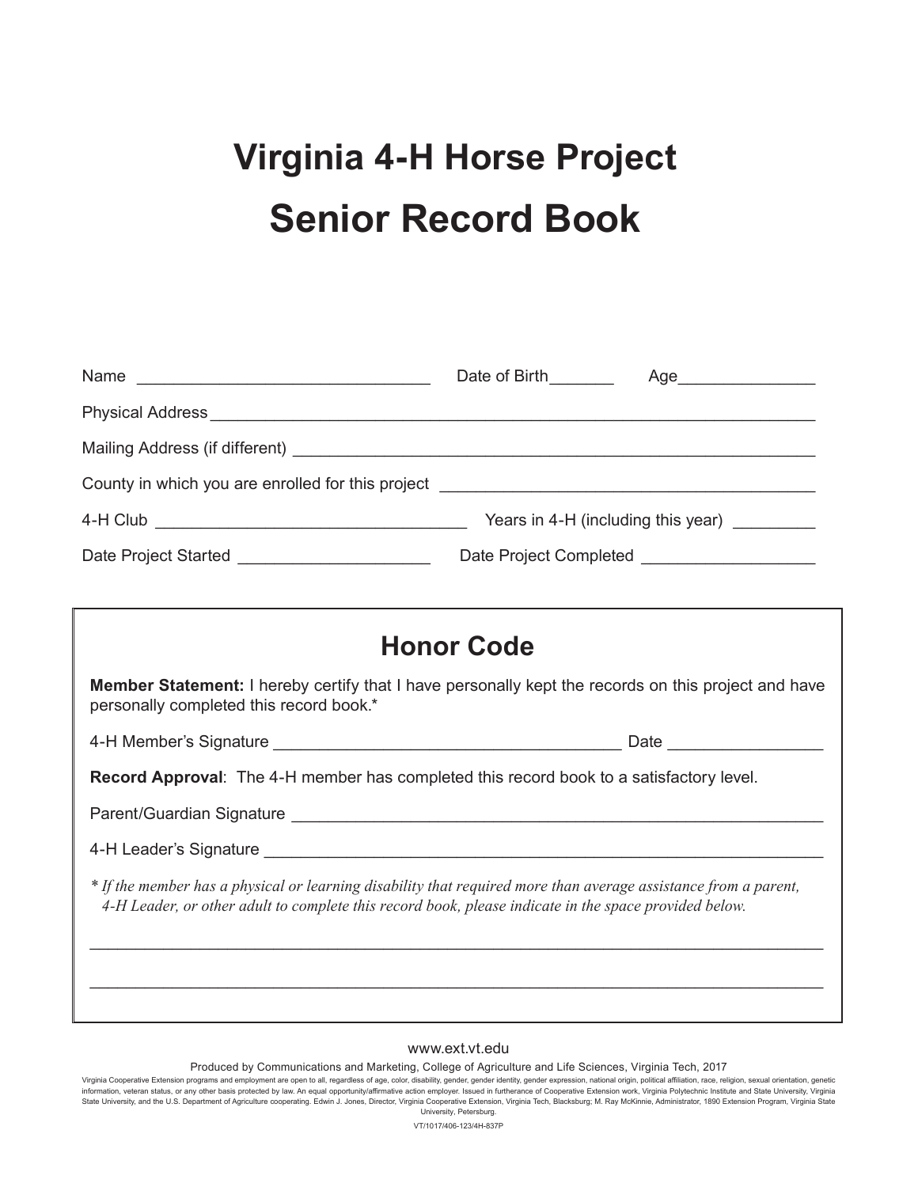# Virginia 4-H Horse Project

# Senior Record Book

Name ______________________________ Date of Birth_______ Age_______________

Physical Address ___________________________________________________________

Mailing Address (if different) ________________________________________________

County in which you are enrolled for this project _______________________________

4-H Club _______________________________ Years in 4-H (including this year) _________

Date Project Started ____________________ Date Project Completed __________________

## Honor Code

**Member Statement:** I hereby certify that I have personally kept the records on this project and have personally completed this record book.*

4-H Member's Signature _____________________________________ Date ________________

**Record Approval**: The 4-H member has completed this record book to a satisfactory level.

Parent/Guardian Signature ____________________________________________________

4-H Leader's Signature _______________________________________________________

*\* If the member has a physical or learning disability that required more than average assistance from a parent, 4-H Leader, or other adult to complete this record book, please indicate in the space provided below.*

_____________________________________________________________________________

_____________________________________________________________________________

www.ext.vt.edu

Produced by Communications and Marketing, College of Agriculture and Life Sciences, Virginia Tech, 2017

Virginia Cooperative Extension programs and employment are open to all, regardless of age, color, disability, gender, gender identity, gender expression, national origin, political affiliation, race, religion, sexual orientation, genetic information, veteran status, or any other basis protected by law. An equal opportunity/affirmative action employer. Issued in furtherance of Cooperative Extension work, Virginia Polytechnic Institute and State University, Virginia State University, and the U.S. Department of Agriculture cooperating. Edwin J. Jones, Director, Virginia Cooperative Extension, Virginia Tech, Blacksburg; M. Ray McKinnie, Administrator, 1890 Extension Program, Virginia State University, Petersburg.

VT/1017/406-123/4H-837P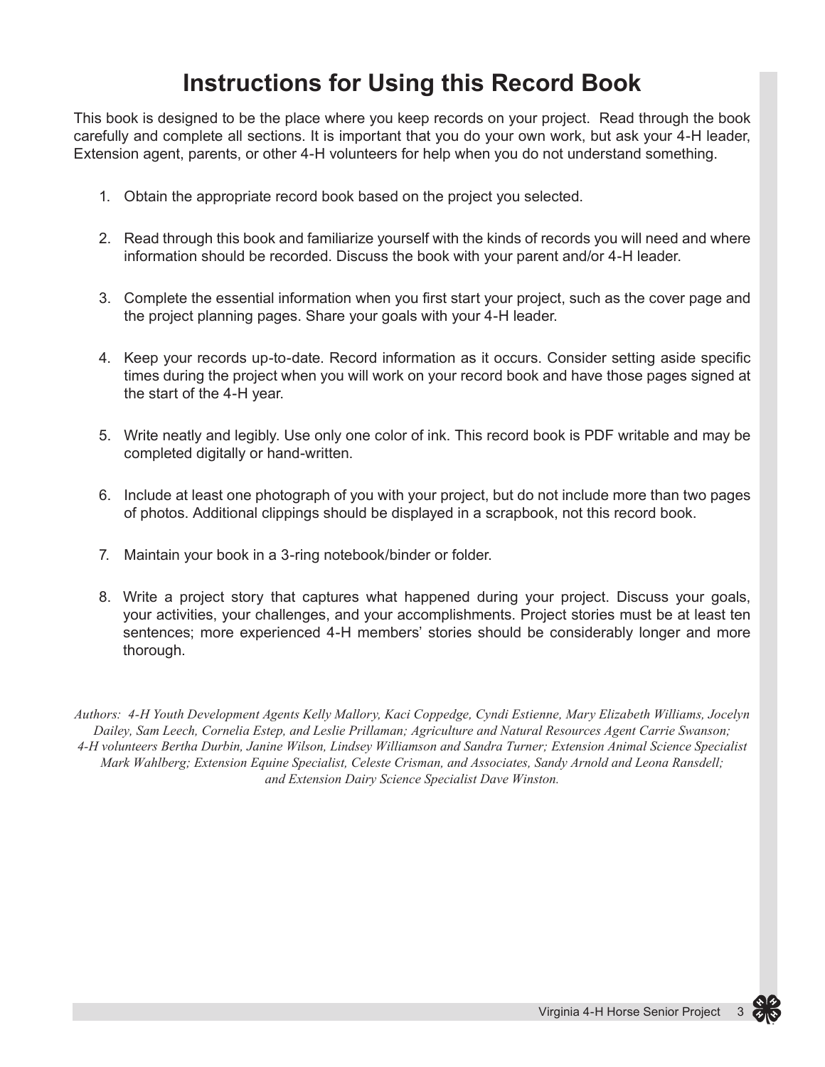# Instructions for Using this Record Book

This book is designed to be the place where you keep records on your project. Read through the book carefully and complete all sections. It is important that you do your own work, but ask your 4-H leader, Extension agent, parents, or other 4-H volunteers for help when you do not understand something.

1. Obtain the appropriate record book based on the project you selected.

2. Read through this book and familiarize yourself with the kinds of records you will need and where information should be recorded. Discuss the book with your parent and/or 4-H leader.

3. Complete the essential information when you first start your project, such as the cover page and the project planning pages. Share your goals with your 4-H leader.

4. Keep your records up-to-date. Record information as it occurs. Consider setting aside specific times during the project when you will work on your record book and have those pages signed at the start of the 4-H year.

5. Write neatly and legibly. Use only one color of ink. This record book is PDF writable and may be completed digitally or hand-written.

6. Include at least one photograph of you with your project, but do not include more than two pages of photos. Additional clippings should be displayed in a scrapbook, not this record book.

7. Maintain your book in a 3-ring notebook/binder or folder.

8. Write a project story that captures what happened during your project. Discuss your goals, your activities, your challenges, and your accomplishments. Project stories must be at least ten sentences; more experienced 4-H members' stories should be considerably longer and more thorough.

*Authors: 4-H Youth Development Agents Kelly Mallory, Kaci Coppedge, Cyndi Estienne, Mary Elizabeth Williams, Jocelyn Dailey, Sam Leech, Cornelia Estep, and Leslie Prillaman; Agriculture and Natural Resources Agent Carrie Swanson; 4-H volunteers Bertha Durbin, Janine Wilson, Lindsey Williamson and Sandra Turner; Extension Animal Science Specialist Mark Wahlberg; Extension Equine Specialist, Celeste Crisman, and Associates, Sandy Arnold and Leona Ransdell; and Extension Dairy Science Specialist Dave Winston.*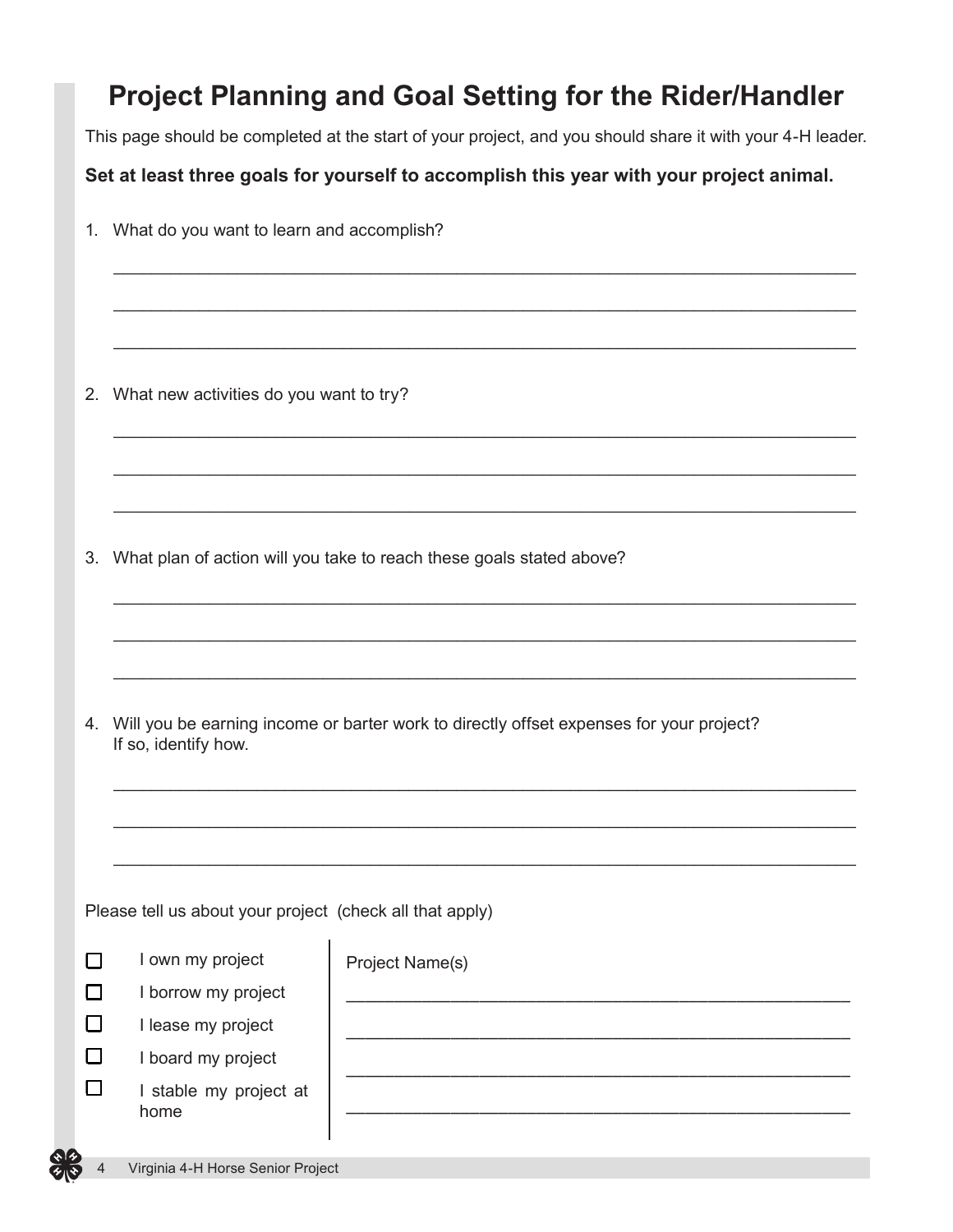# Project Planning and Goal Setting for the Rider/Handler

This page should be completed at the start of your project, and you should share it with your 4-H leader.

**Set at least three goals for yourself to accomplish this year with your project animal.**

1. What do you want to learn and accomplish?

   ______________________________________________________________________________

   ______________________________________________________________________________

   ______________________________________________________________________________

2. What new activities do you want to try?

   ______________________________________________________________________________

   ______________________________________________________________________________

   ______________________________________________________________________________

3. What plan of action will you take to reach these goals stated above?

   ______________________________________________________________________________

   ______________________________________________________________________________

   ______________________________________________________________________________

4. Will you be earning income or barter work to directly offset expenses for your project? If so, identify how.

   ______________________________________________________________________________

   ______________________________________________________________________________

   ______________________________________________________________________________

Please tell us about your project (check all that apply)

| | |
|---|---|
| ☐ I own my project | Project Name(s) |
| ☐ I borrow my project | ______________________________________________ |
| ☐ I lease my project | ______________________________________________ |
| ☐ I board my project | ______________________________________________ |
| ☐ I stable my project at home | ______________________________________________ |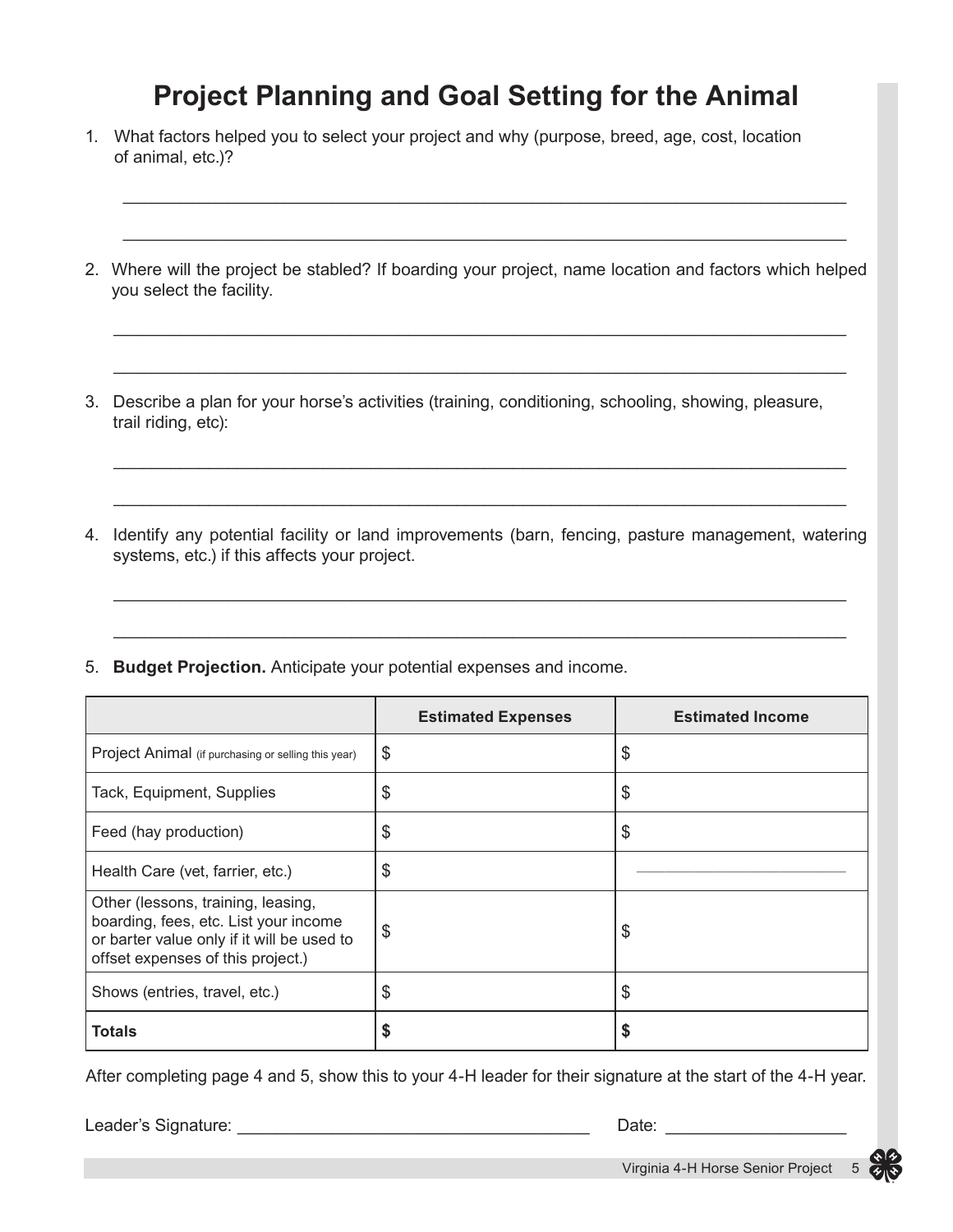# Project Planning and Goal Setting for the Animal

1. What factors helped you to select your project and why (purpose, breed, age, cost, location of animal, etc.)?

   ______________________________________________________________________________

   ______________________________________________________________________________

2. Where will the project be stabled? If boarding your project, name location and factors which helped you select the facility.

   ______________________________________________________________________________

   ______________________________________________________________________________

3. Describe a plan for your horse's activities (training, conditioning, schooling, showing, pleasure, trail riding, etc):

   ______________________________________________________________________________

   ______________________________________________________________________________

4. Identify any potential facility or land improvements (barn, fencing, pasture management, watering systems, etc.) if this affects your project.

   ______________________________________________________________________________

   ______________________________________________________________________________

5. **Budget Projection.** Anticipate your potential expenses and income.

| | Estimated Expenses | Estimated Income |
|---|---|---|
| Project Animal (if purchasing or selling this year) | $ | $ |
| Tack, Equipment, Supplies | $ | $ |
| Feed (hay production) | $ | $ |
| Health Care (vet, farrier, etc.) | $ | ___________ |
| Other (lessons, training, leasing, boarding, fees, etc. List your income or barter value only if it will be used to offset expenses of this project.) | $ | $ |
| Shows (entries, travel, etc.) | $ | $ |
| **Totals** | **$** | **$** |

After completing page 4 and 5, show this to your 4-H leader for their signature at the start of the 4-H year.

Leader's Signature: ______________________________________ Date: ____________________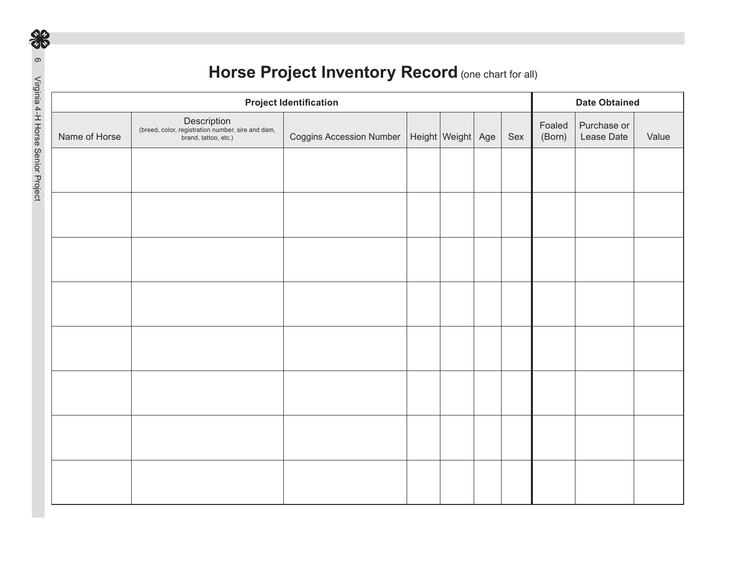# Horse Project Inventory Record (one chart for all)

| Project Identification | | | | | | | | Date Obtained | | |
|---|---|---|---|---|---|---|---|---|---|---|
| Name of Horse | Description (breed, color, registration number, sire and dam, brand, tattoo, etc.) | Coggins Accession Number | Height | Weight | Age | Sex | Foaled (Born) | Purchase or Lease Date | Value |
| | | | | | | | | | |
| | | | | | | | | | |
| | | | | | | | | | |
| | | | | | | | | | |
| | | | | | | | | | |
| | | | | | | | | | |
| | | | | | | | | | |
| | | | | | | | | | |

# Horse Project Inventory Record (one chart for all)

| Project Identification | | | | | | | Date Obtained | | |
|---|---|---|---|---|---|---|---|---|---|
| Name of Horse | Description (breed, color, registration number, sire and dam, brand, tattoo, etc.) | Coggins Accession Number | Height | Weight | Age | Sex | Foaled (Born) | Purchase or Lease Date | Value |
| | | | | | | | | | |
| | | | | | | | | | |
| | | | | | | | | | |
| | | | | | | | | | |
| | | | | | | | | | |
| | | | | | | | | | |
| | | | | | | | | | |
| | | | | | | | | | |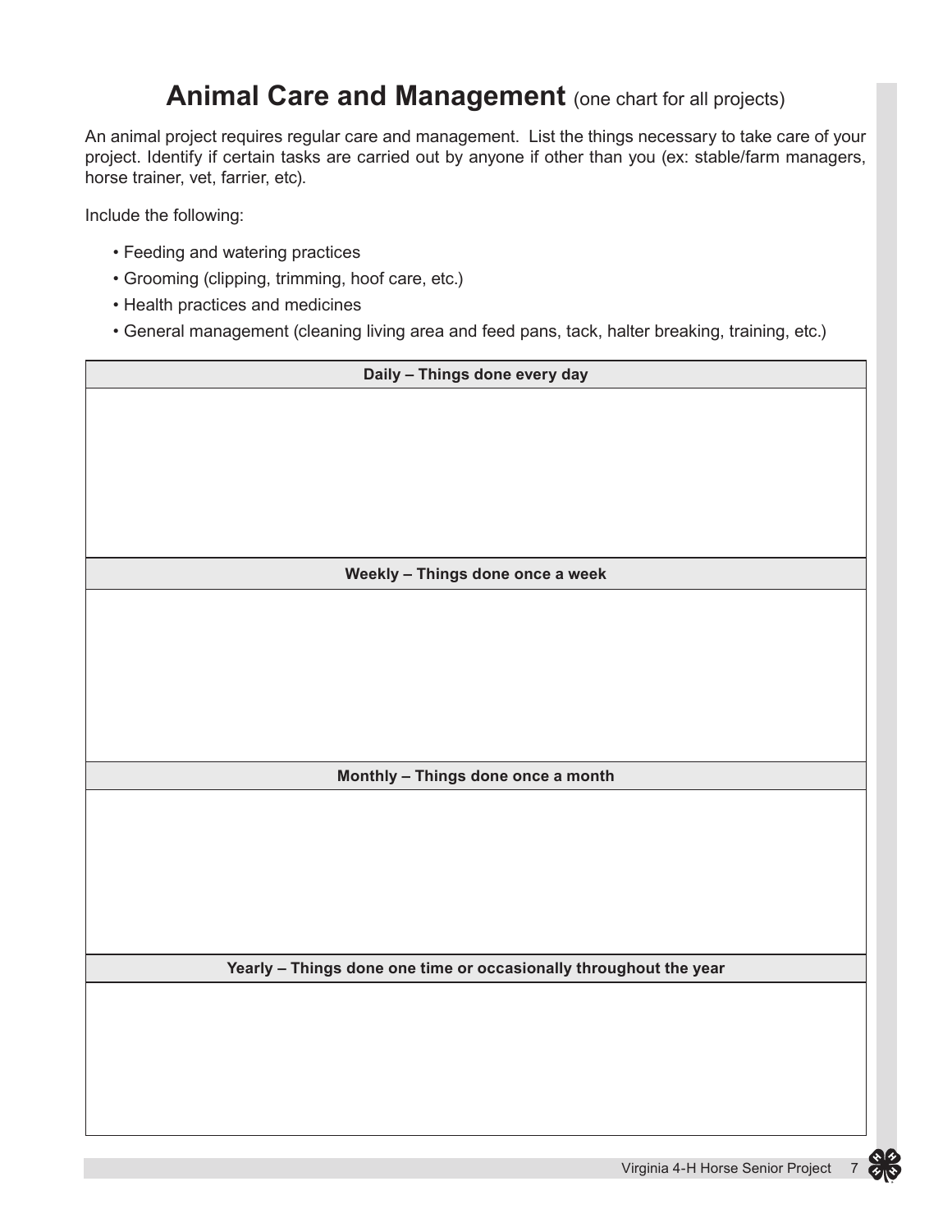# Animal Care and Management (one chart for all projects)

An animal project requires regular care and management. List the things necessary to take care of your project. Identify if certain tasks are carried out by anyone if other than you (ex: stable/farm managers, horse trainer, vet, farrier, etc).

Include the following:

- Feeding and watering practices
- Grooming (clipping, trimming, hoof care, etc.)
- Health practices and medicines
- General management (cleaning living area and feed pans, tack, halter breaking, training, etc.)

| Daily – Things done every day |
|---|
| |

| Weekly – Things done once a week |
|---|
| |

| Monthly – Things done once a month |
|---|
| |

| Yearly – Things done one time or occasionally throughout the year |
|---|
| |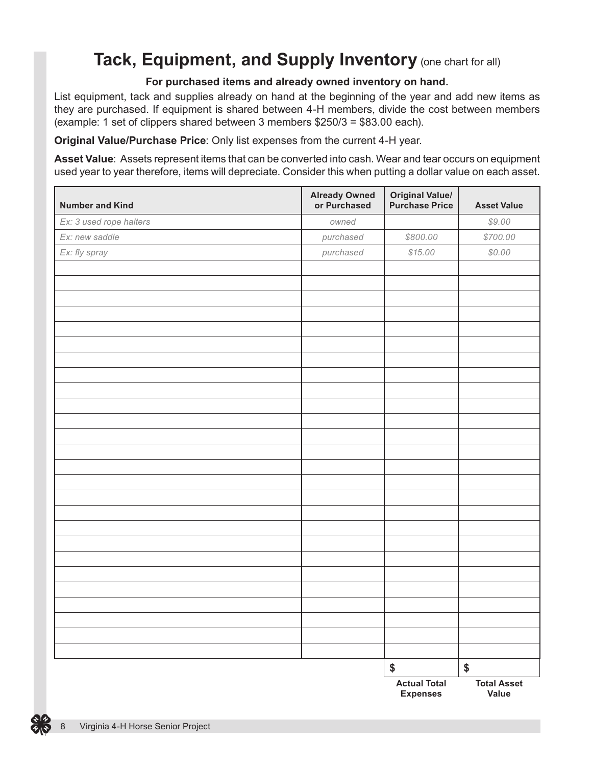# Tack, Equipment, and Supply Inventory (one chart for all)

**For purchased items and already owned inventory on hand.**

List equipment, tack and supplies already on hand at the beginning of the year and add new items as they are purchased. If equipment is shared between 4-H members, divide the cost between members (example: 1 set of clippers shared between 3 members $250/3 = $83.00 each).

**Original Value/Purchase Price**: Only list expenses from the current 4-H year.

**Asset Value**: Assets represent items that can be converted into cash. Wear and tear occurs on equipment used year to year therefore, items will depreciate. Consider this when putting a dollar value on each asset.

| Number and Kind | Already Owned or Purchased | Original Value/ Purchase Price | Asset Value |
|---|---|---|---|
| *Ex: 3 used rope halters* | *owned* | | *$9.00* |
| *Ex: new saddle* | *purchased* | *$800.00* | *$700.00* |
| *Ex: fly spray* | *purchased* | *$15.00* | *$0.00* |
| | | | |
| | | | |
| | | | |
| | | | |
| | | | |
| | | | |
| | | | |
| | | | |
| | | | |
| | | | |
| | | | |
| | | | |
| | | | |
| | | | |
| | | | |
| | | | |
| | | | |
| | | | |
| | | | |
| | | | |
| | | | |
| | | | |
| | | | |
| | | | |
| | | | |
| | | | |
| | | $ | $ |
| | | **Actual Total Expenses** | **Total Asset Value** |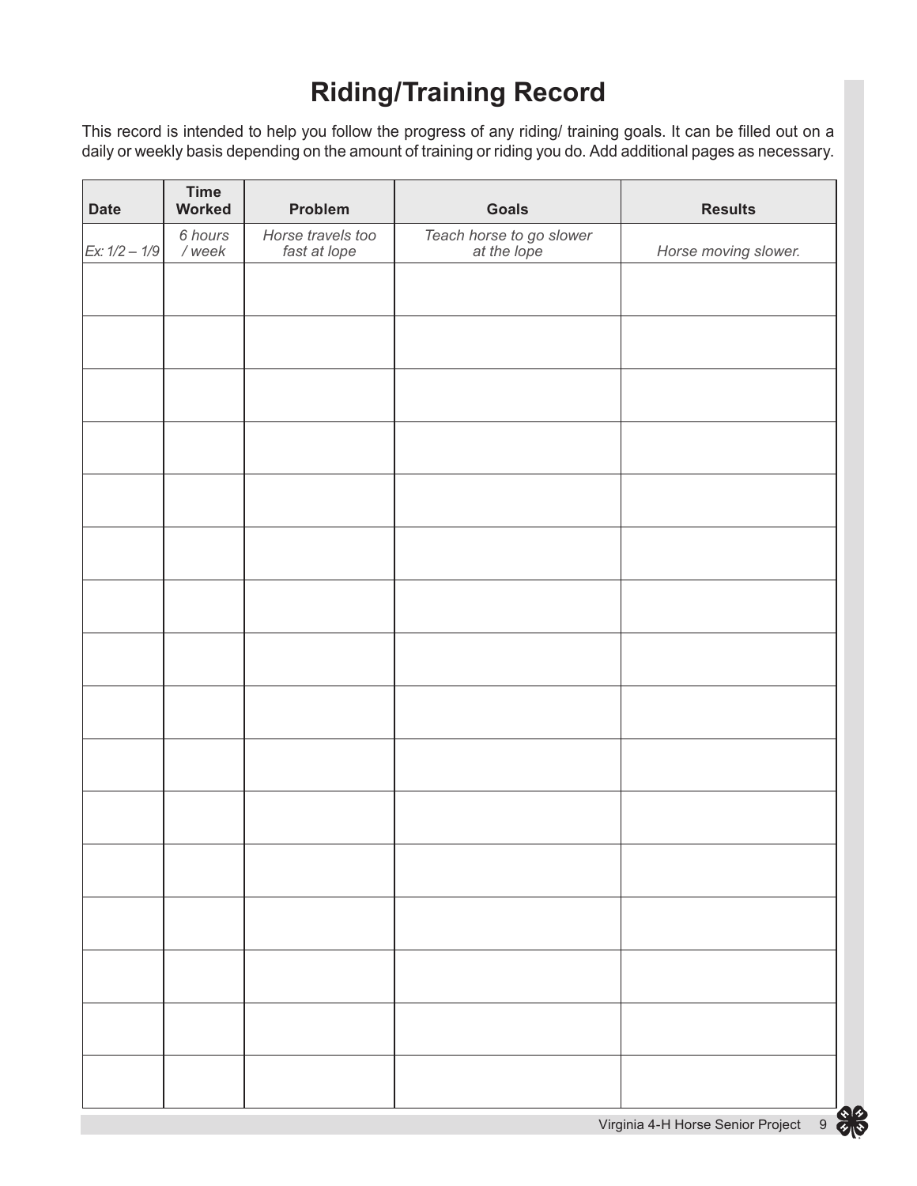# Riding/Training Record

This record is intended to help you follow the progress of any riding/ training goals. It can be filled out on a daily or weekly basis depending on the amount of training or riding you do. Add additional pages as necessary.

| Date | Time Worked | Problem | Goals | Results |
|---|---|---|---|---|
| *Ex: 1/2 – 1/9* | *6 hours / week* | *Horse travels too fast at lope* | *Teach horse to go slower at the lope* | *Horse moving slower.* |
| | | | | |
| | | | | |
| | | | | |
| | | | | |
| | | | | |
| | | | | |
| | | | | |
| | | | | |
| | | | | |
| | | | | |
| | | | | |
| | | | | |
| | | | | |
| | | | | |
| | | | | |
| | | | | |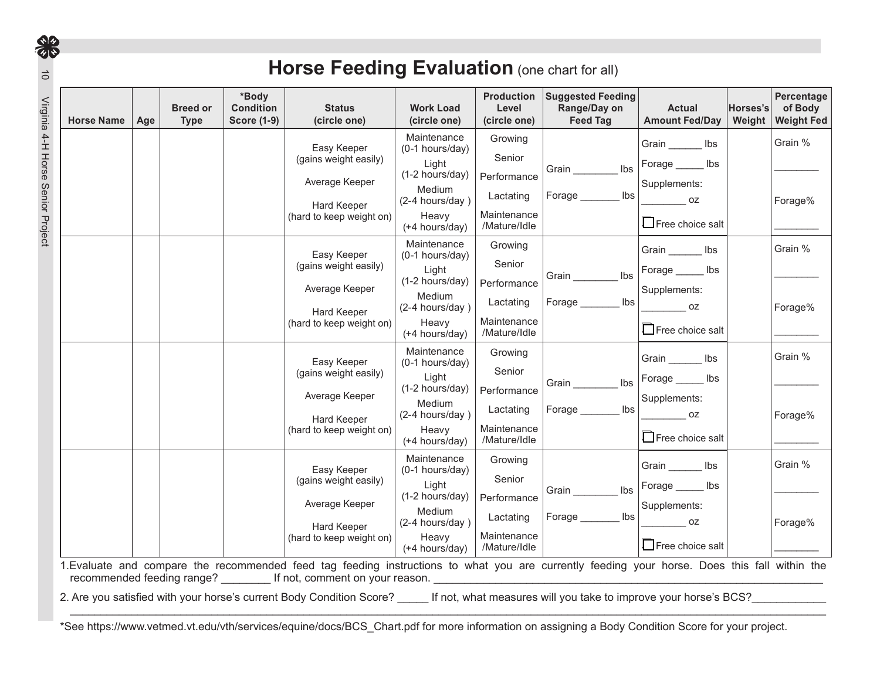# Horse Feeding Evaluation (one chart for all)

| Horse Name | Age | Breed or Type | *Body Condition Score (1-9) | Status (circle one) | Work Load (circle one) | Production Level (circle one) | Suggested Feeding Range/Day on Feed Tag | Actual Amount Fed/Day | Horses's Weight | Percentage of Body Weight Fed |
|---|---|---|---|---|---|---|---|---|---|---|
| | | | | Easy Keeper (gains weight easily)<br>Average Keeper<br>Hard Keeper (hard to keep weight on) | Maintenance (0-1 hours/day)<br>Light (1-2 hours/day)<br>Medium (2-4 hours/day )<br>Heavy (+4 hours/day) | Growing<br>Senior<br>Performance<br>Lactating<br>Maintenance /Mature/Idle | Grain ________ lbs<br>Forage _______ lbs | Grain ______ lbs<br>Forage _____ lbs<br>Supplements:<br>________ oz<br>☐ Free choice salt | | Grain %<br>________<br>Forage%<br>________ |
| | | | | Easy Keeper (gains weight easily)<br>Average Keeper<br>Hard Keeper (hard to keep weight on) | Maintenance (0-1 hours/day)<br>Light (1-2 hours/day)<br>Medium (2-4 hours/day )<br>Heavy (+4 hours/day) | Growing<br>Senior<br>Performance<br>Lactating<br>Maintenance /Mature/Idle | Grain ________ lbs<br>Forage _______ lbs | Grain ______ lbs<br>Forage _____ lbs<br>Supplements:<br>________ oz<br>☐ Free choice salt | | Grain %<br>________<br>Forage%<br>________ |
| | | | | Easy Keeper (gains weight easily)<br>Average Keeper<br>Hard Keeper (hard to keep weight on) | Maintenance (0-1 hours/day)<br>Light (1-2 hours/day)<br>Medium (2-4 hours/day )<br>Heavy (+4 hours/day) | Growing<br>Senior<br>Performance<br>Lactating<br>Maintenance /Mature/Idle | Grain ________ lbs<br>Forage _______ lbs | Grain ______ lbs<br>Forage _____ lbs<br>Supplements:<br>________ oz<br>☐ Free choice salt | | Grain %<br>________<br>Forage%<br>________ |
| | | | | Easy Keeper (gains weight easily)<br>Average Keeper<br>Hard Keeper (hard to keep weight on) | Maintenance (0-1 hours/day)<br>Light (1-2 hours/day)<br>Medium (2-4 hours/day )<br>Heavy (+4 hours/day) | Growing<br>Senior<br>Performance<br>Lactating<br>Maintenance /Mature/Idle | Grain ________ lbs<br>Forage _______ lbs | Grain ______ lbs<br>Forage _____ lbs<br>Supplements:<br>________ oz<br>☐ Free choice salt | | Grain %<br>________<br>Forage%<br>________ |

1. Evaluate and compare the recommended feed tag feeding instructions to what you are currently feeding your horse. Does this fall within the recommended feeding range? ________ If not, comment on your reason. ________________________________________________________________

2. Are you satisfied with your horse's current Body Condition Score? _____ If not, what measures will you take to improve your horse's BCS?___________
________________________________________________________________________________________________________

*See https://www.vetmed.vt.edu/vth/services/equine/docs/BCS_Chart.pdf for more information on assigning a Body Condition Score for your project.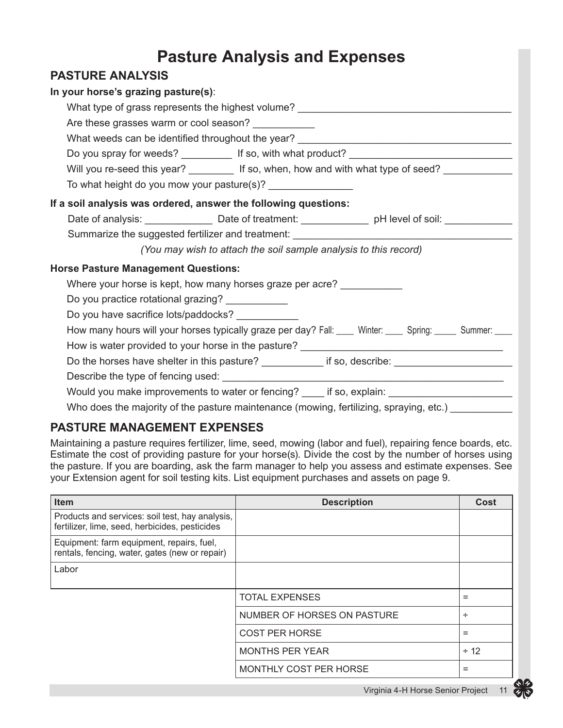# Pasture Analysis and Expenses

## PASTURE ANALYSIS

**In your horse's grazing pasture(s)**:

What type of grass represents the highest volume? ______________________________________

Are these grasses warm or cool season? ___________

What weeds can be identified throughout the year? ______________________________________

Do you spray for weeds? _________ If so, with what product? _____________________________

Will you re-seed this year? ________ If so, when, how and with what type of seed? ____________

To what height do you mow your pasture(s)? _______________

**If a soil analysis was ordered, answer the following questions:**

Date of analysis: ____________ Date of treatment: ____________ pH level of soil: ____________

Summarize the suggested fertilizer and treatment: _______________________________________

*(You may wish to attach the soil sample analysis to this record)*

**Horse Pasture Management Questions:**

Where your horse is kept, how many horses graze per acre? ___________

Do you practice rotational grazing? ___________

Do you have sacrifice lots/paddocks? ___________

How many hours will your horses typically graze per day? Fall: ____ Winter: ____ Spring: _____ Summer: ____

How is water provided to your horse in the pasture? ____________________________________

Do the horses have shelter in this pasture? ___________ if so, describe: _____________________

Describe the type of fencing used: ___________________________________________________

Would you make improvements to water or fencing? ____ if so, explain: ______________________

Who does the majority of the pasture maintenance (mowing, fertilizing, spraying, etc.) ___________

## PASTURE MANAGEMENT EXPENSES

Maintaining a pasture requires fertilizer, lime, seed, mowing (labor and fuel), repairing fence boards, etc. Estimate the cost of providing pasture for your horse(s). Divide the cost by the number of horses using the pasture. If you are boarding, ask the farm manager to help you assess and estimate expenses. See your Extension agent for soil testing kits. List equipment purchases and assets on page 9.

| Item | Description | Cost |
|---|---|---|
| Products and services: soil test, hay analysis, fertilizer, lime, seed, herbicides, pesticides | | |
| Equipment: farm equipment, repairs, fuel, rentals, fencing, water, gates (new or repair) | | |
| Labor | | |
| | TOTAL EXPENSES | = |
| | NUMBER OF HORSES ON PASTURE | ÷ |
| | COST PER HORSE | = |
| | MONTHS PER YEAR | ÷ 12 |
| | MONTHLY COST PER HORSE | = |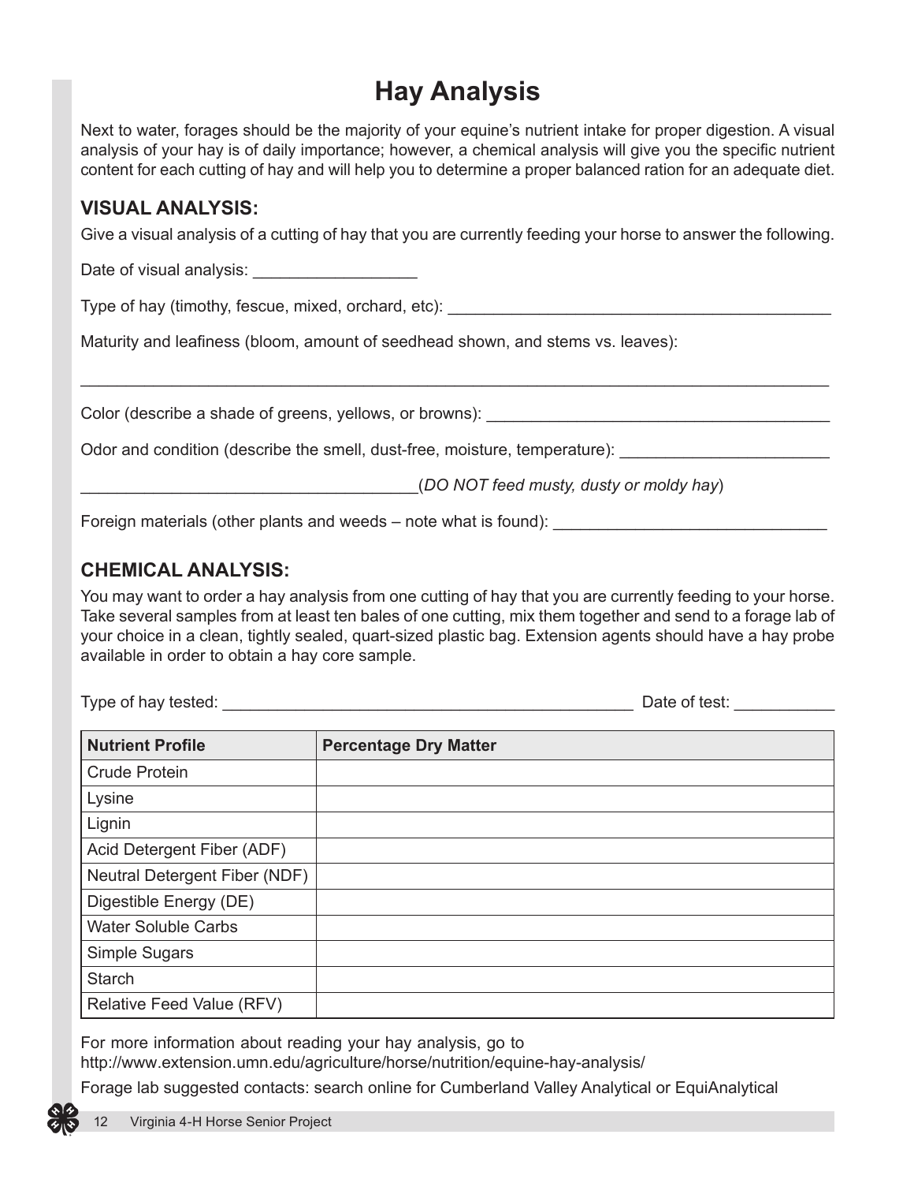# Hay Analysis

Next to water, forages should be the majority of your equine's nutrient intake for proper digestion. A visual analysis of your hay is of daily importance; however, a chemical analysis will give you the specific nutrient content for each cutting of hay and will help you to determine a proper balanced ration for an adequate diet.

## VISUAL ANALYSIS:

Give a visual analysis of a cutting of hay that you are currently feeding your horse to answer the following.

Date of visual analysis: __________________

Type of hay (timothy, fescue, mixed, orchard, etc): ___________________________________________

Maturity and leafiness (bloom, amount of seedhead shown, and stems vs. leaves):

_____________________________________________________________________________________

Color (describe a shade of greens, yellows, or browns): ______________________________________

Odor and condition (describe the smell, dust-free, moisture, temperature): _______________________

_____________________________________(*DO NOT feed musty, dusty or moldy hay*)

Foreign materials (other plants and weeds – note what is found): ______________________________

## CHEMICAL ANALYSIS:

You may want to order a hay analysis from one cutting of hay that you are currently feeding to your horse. Take several samples from at least ten bales of one cutting, mix them together and send to a forage lab of your choice in a clean, tightly sealed, quart-sized plastic bag. Extension agents should have a hay probe available in order to obtain a hay core sample.

Type of hay tested: ______________________________________________ Date of test: ___________

| Nutrient Profile | Percentage Dry Matter |
|---|---|
| Crude Protein | |
| Lysine | |
| Lignin | |
| Acid Detergent Fiber (ADF) | |
| Neutral Detergent Fiber (NDF) | |
| Digestible Energy (DE) | |
| Water Soluble Carbs | |
| Simple Sugars | |
| Starch | |
| Relative Feed Value (RFV) | |

For more information about reading your hay analysis, go to http://www.extension.umn.edu/agriculture/horse/nutrition/equine-hay-analysis/

Forage lab suggested contacts: search online for Cumberland Valley Analytical or EquiAnalytical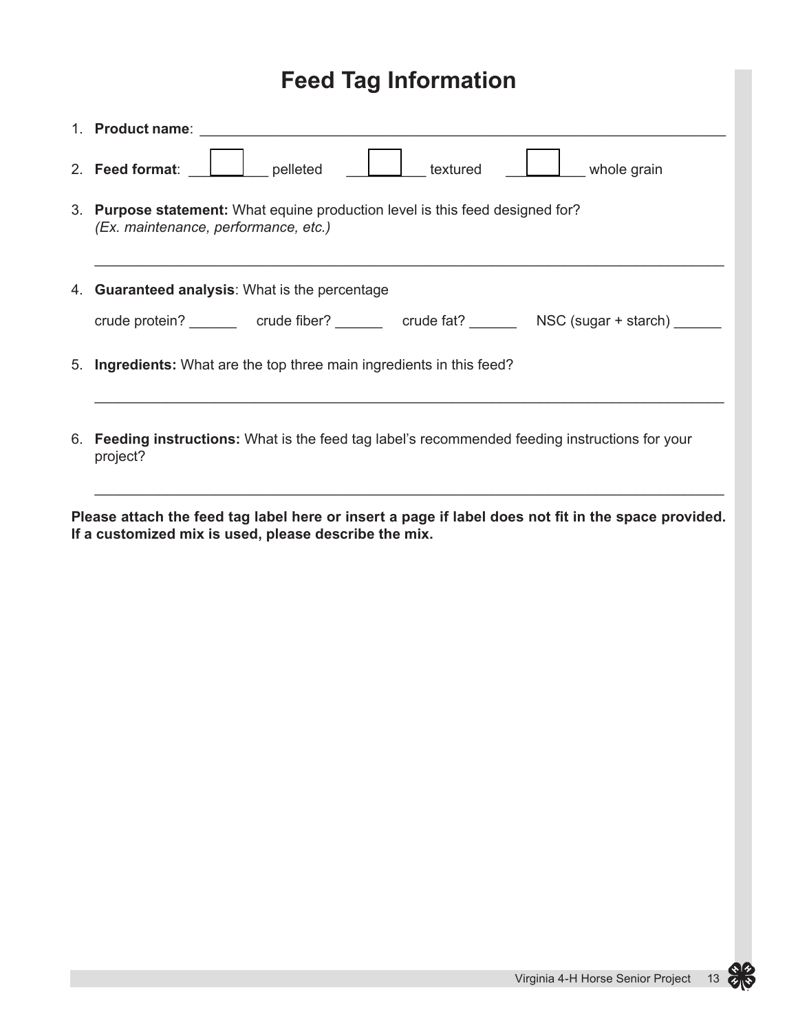# Feed Tag Information

1. **Product name**: ____________________________________________________________

2. **Feed format**: ☐ pelleted ☐ textured ☐ whole grain

3. **Purpose statement:** What equine production level is this feed designed for? *(Ex. maintenance, performance, etc.)*

   ________________________________________________________________________________

4. **Guaranteed analysis**: What is the percentage

   crude protein? ______ crude fiber? ______ crude fat? ______ NSC (sugar + starch) ______

5. **Ingredients:** What are the top three main ingredients in this feed?

   ________________________________________________________________________________

6. **Feeding instructions:** What is the feed tag label's recommended feeding instructions for your project?

   ________________________________________________________________________________

**Please attach the feed tag label here or insert a page if label does not fit in the space provided. If a customized mix is used, please describe the mix.**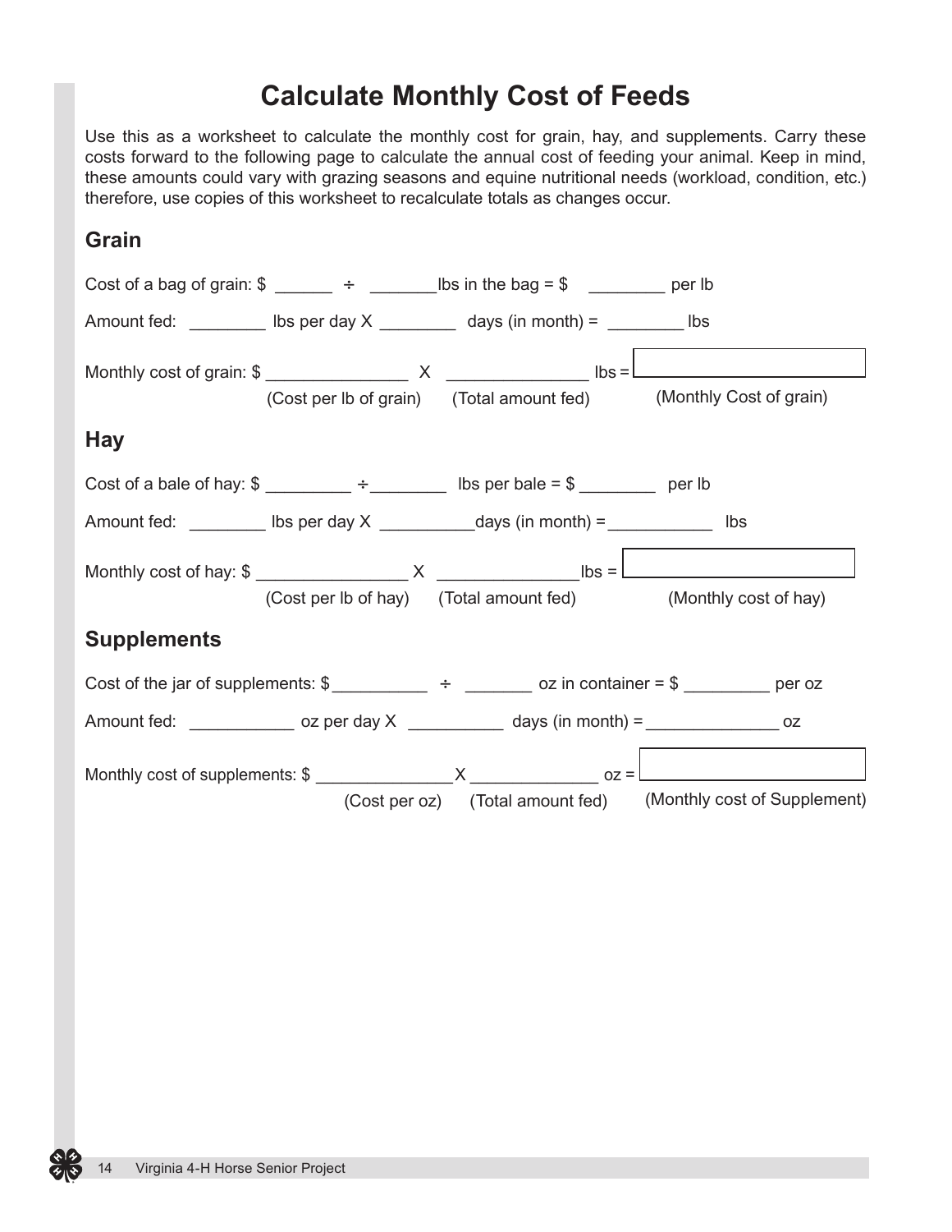# Calculate Monthly Cost of Feeds

Use this as a worksheet to calculate the monthly cost for grain, hay, and supplements. Carry these costs forward to the following page to calculate the annual cost of feeding your animal. Keep in mind, these amounts could vary with grazing seasons and equine nutritional needs (workload, condition, etc.) therefore, use copies of this worksheet to recalculate totals as changes occur.

## Grain

Cost of a bag of grain: $ ______ ÷ _______lbs in the bag = $ ________ per lb

Amount fed: ________ lbs per day X ________ days (in month) = ________ lbs

Monthly cost of grain: $ _______________ X _______________ lbs = [ ______________ ]

(Cost per lb of grain) (Total amount fed) (Monthly Cost of grain)

## Hay

Cost of a bale of hay: $ _________ ÷________ lbs per bale = $ ________ per lb

Amount fed: ________ lbs per day X __________days (in month) =___________ lbs

Monthly cost of hay: $ ________________ X _______________lbs = [ ______________ ]

(Cost per lb of hay) (Total amount fed) (Monthly cost of hay)

## Supplements

Cost of the jar of supplements: $__________ ÷ _______ oz in container = $ _________ per oz

Amount fed: ___________ oz per day X __________ days (in month) =______________ oz

Monthly cost of supplements: $ _______________X _____________ oz = [ ______________ ]

(Cost per oz) (Total amount fed) (Monthly cost of Supplement)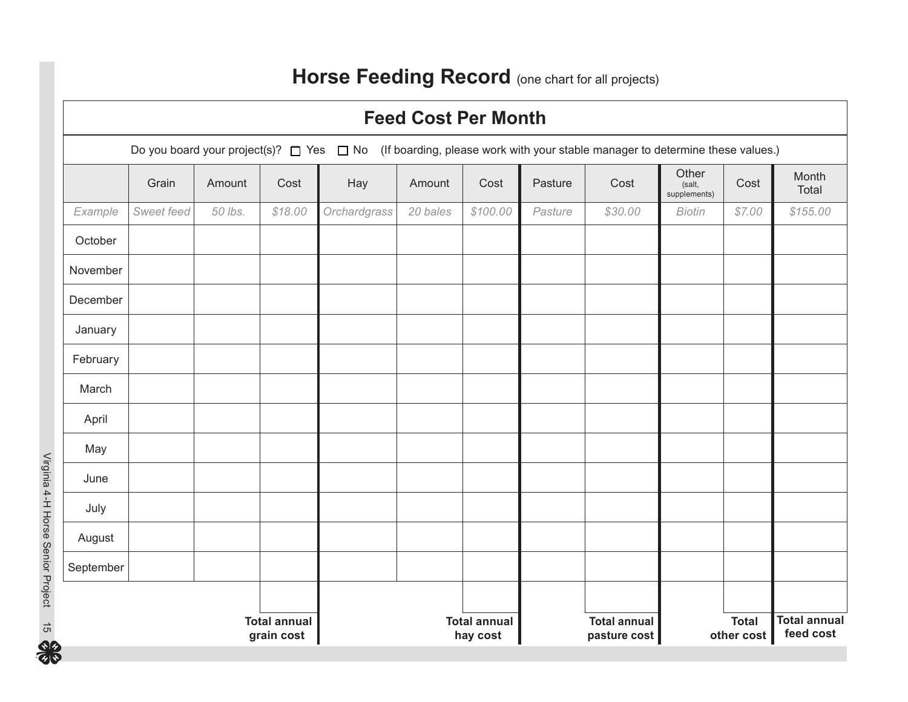# Horse Feeding Record (one chart for all projects)

## Feed Cost Per Month

Do you board your project(s)? ☐ Yes ☐ No (If boarding, please work with your stable manager to determine these values.)

| | Grain | Amount | Cost | Hay | Amount | Cost | Pasture | Cost | Other (salt, supplements) | Cost | Month Total |
|---|---|---|---|---|---|---|---|---|---|---|---|
| *Example* | *Sweet feed* | *50 lbs.* | *$18.00* | *Orchardgrass* | *20 bales* | *$100.00* | *Pasture* | *$30.00* | *Biotin* | *$7.00* | *$155.00* |
| October | | | | | | | | | | | |
| November | | | | | | | | | | | |
| December | | | | | | | | | | | |
| January | | | | | | | | | | | |
| February | | | | | | | | | | | |
| March | | | | | | | | | | | |
| April | | | | | | | | | | | |
| May | | | | | | | | | | | |
| June | | | | | | | | | | | |
| July | | | | | | | | | | | |
| August | | | | | | | | | | | |
| September | | | | | | | | | | | |
| | | | **Total annual grain cost** | | | **Total annual hay cost** | | **Total annual pasture cost** | | **Total other cost** | **Total annual feed cost** |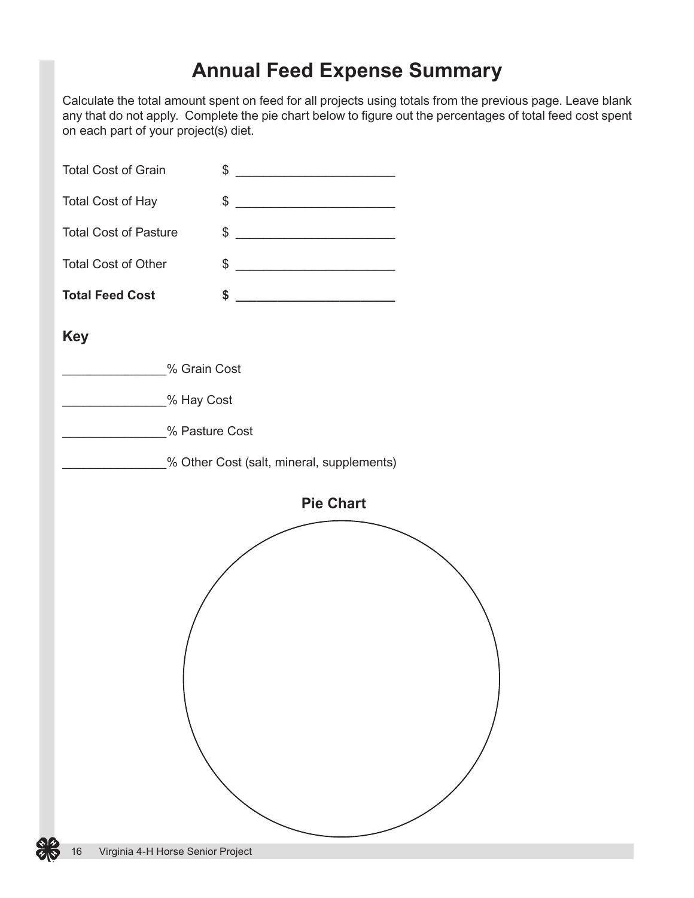# Annual Feed Expense Summary

Calculate the total amount spent on feed for all projects using totals from the previous page. Leave blank any that do not apply. Complete the pie chart below to figure out the percentages of total feed cost spent on each part of your project(s) diet.

Total Cost of Grain $ ______________________

Total Cost of Hay $ ______________________

Total Cost of Pasture $ ______________________

Total Cost of Other $ ______________________

**Total Feed Cost $ ______________________**

## Key

______________% Grain Cost

______________% Hay Cost

______________% Pasture Cost

______________% Other Cost (salt, mineral, supplements)

**Pie Chart**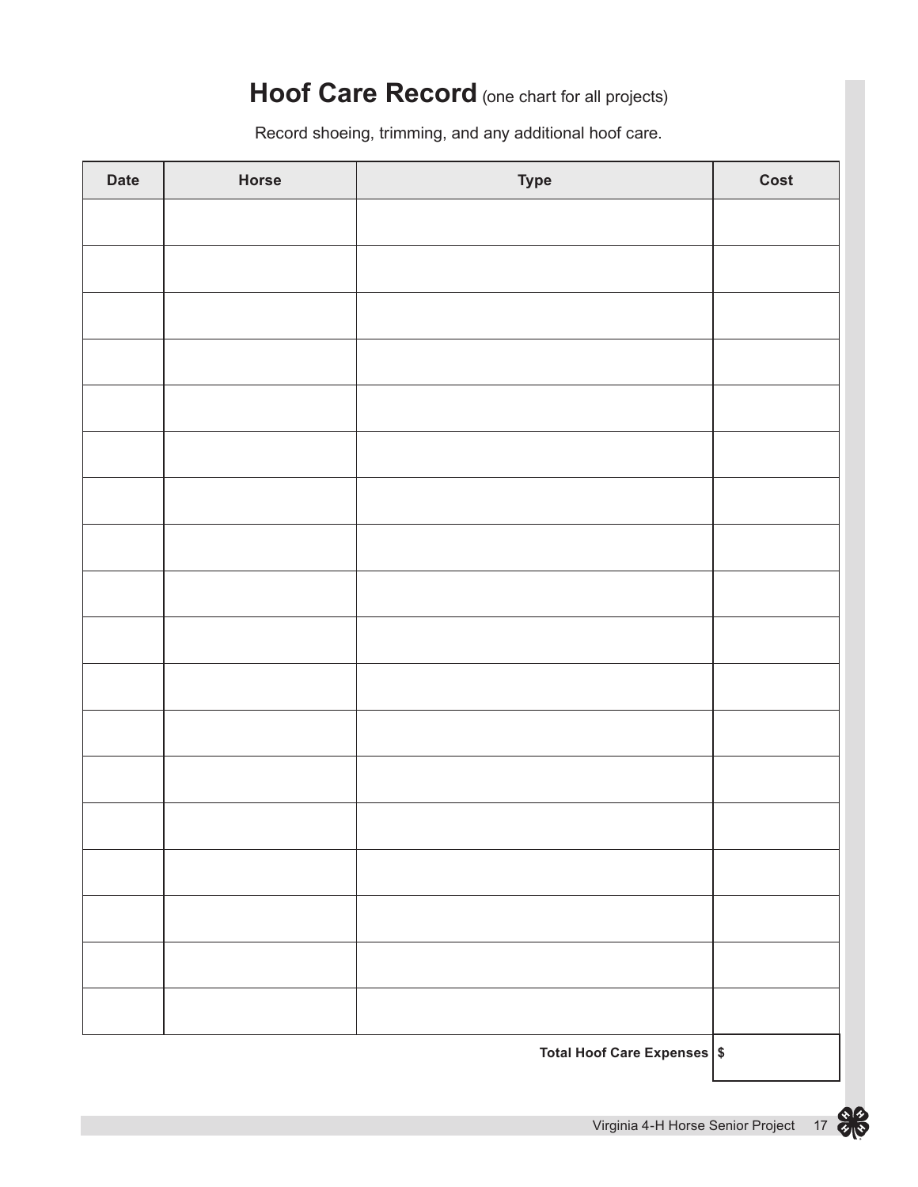# Hoof Care Record (one chart for all projects)

Record shoeing, trimming, and any additional hoof care.

| Date | Horse | Type | Cost |
|---|---|---|---|
| | | | |
| | | | |
| | | | |
| | | | |
| | | | |
| | | | |
| | | | |
| | | | |
| | | | |
| | | | |
| | | | |
| | | | |
| | | | |
| | | | |
| | | | |
| | | | |
| | | | |
| | | | |
| | | **Total Hoof Care Expenses** | **$** |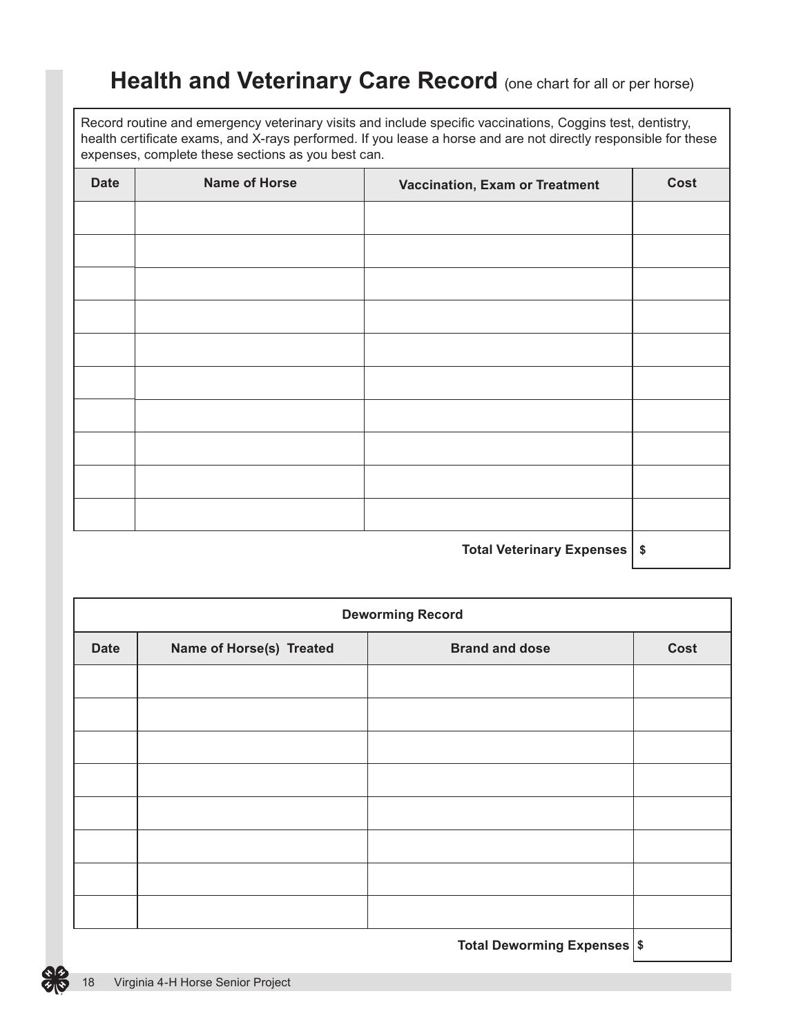## Health and Veterinary Care Record (one chart for all or per horse)

Record routine and emergency veterinary visits and include specific vaccinations, Coggins test, dentistry, health certificate exams, and X-rays performed. If you lease a horse and are not directly responsible for these expenses, complete these sections as you best can.

| Date | Name of Horse | Vaccination, Exam or Treatment | Cost |
|---|---|---|---|
| | | | |
| | | | |
| | | | |
| | | | |
| | | | |
| | | | |
| | | | |
| | | | |
| | | | |
| | | | |
| | | **Total Veterinary Expenses** | $ |

| Deworming Record | | | |
|---|---|---|---|
| **Date** | **Name of Horse(s) Treated** | **Brand and dose** | **Cost** |
| | | | |
| | | | |
| | | | |
| | | | |
| | | | |
| | | | |
| | | | |
| | | | |
| | | **Total Deworming Expenses** | $ |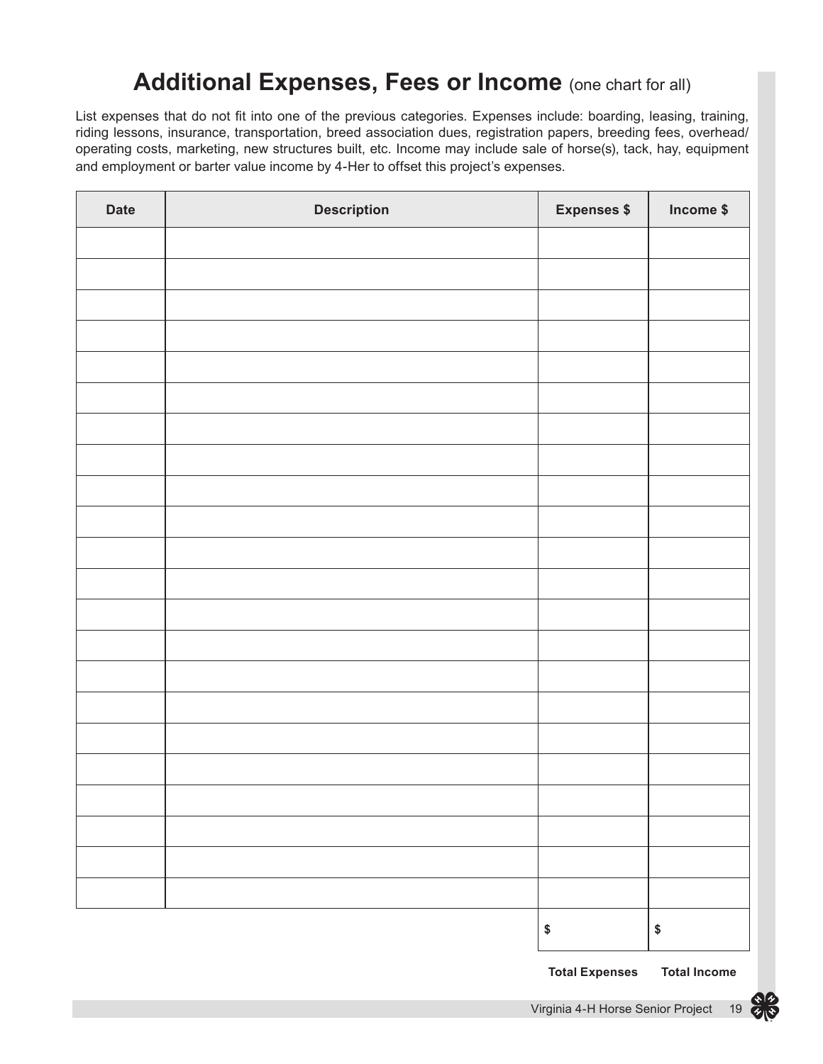# Additional Expenses, Fees or Income (one chart for all)

List expenses that do not fit into one of the previous categories. Expenses include: boarding, leasing, training, riding lessons, insurance, transportation, breed association dues, registration papers, breeding fees, overhead/operating costs, marketing, new structures built, etc. Income may include sale of horse(s), tack, hay, equipment and employment or barter value income by 4-Her to offset this project's expenses.

| Date | Description | Expenses $ | Income $ |
|---|---|---|---|
| | | | |
| | | | |
| | | | |
| | | | |
| | | | |
| | | | |
| | | | |
| | | | |
| | | | |
| | | | |
| | | | |
| | | | |
| | | | |
| | | | |
| | | | |
| | | | |
| | | | |
| | | | |
| | | | |
| | | | |
| | | | |
| | | | |
| | | $ | $ |
| | | **Total Expenses** | **Total Income** |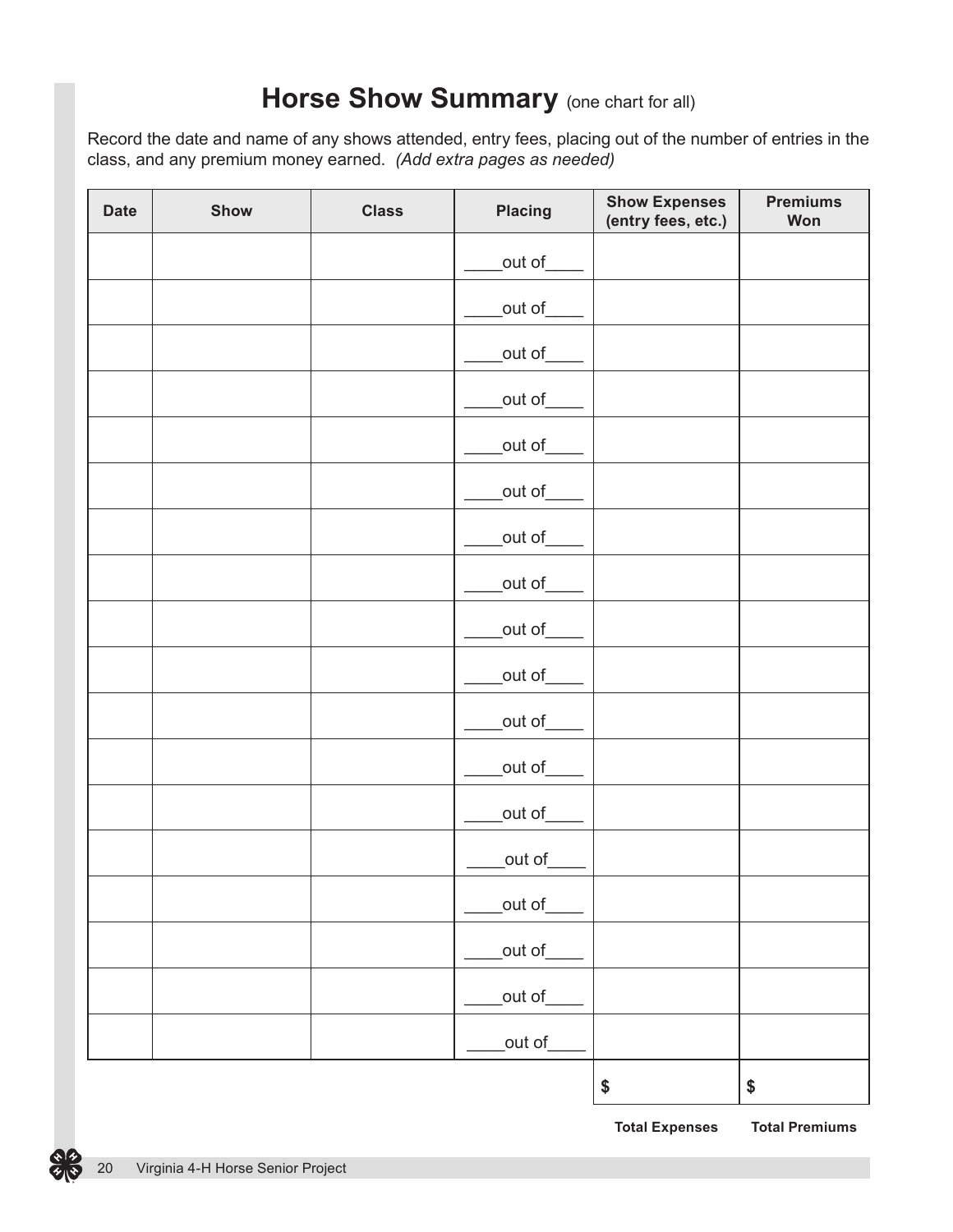# Horse Show Summary (one chart for all)

Record the date and name of any shows attended, entry fees, placing out of the number of entries in the class, and any premium money earned. *(Add extra pages as needed)*

| Date | Show | Class | Placing | Show Expenses (entry fees, etc.) | Premiums Won |
|---|---|---|---|---|---|
| | | | ____out of____ | | |
| | | | ____out of____ | | |
| | | | ____out of____ | | |
| | | | ____out of____ | | |
| | | | ____out of____ | | |
| | | | ____out of____ | | |
| | | | ____out of____ | | |
| | | | ____out of____ | | |
| | | | ____out of____ | | |
| | | | ____out of____ | | |
| | | | ____out of____ | | |
| | | | ____out of____ | | |
| | | | ____out of____ | | |
| | | | ____out of____ | | |
| | | | ____out of____ | | |
| | | | ____out of____ | | |
| | | | ____out of____ | | |
| | | | ____out of____ | | |
| | | | | $ | $ |
| | | | | **Total Expenses** | **Total Premiums** |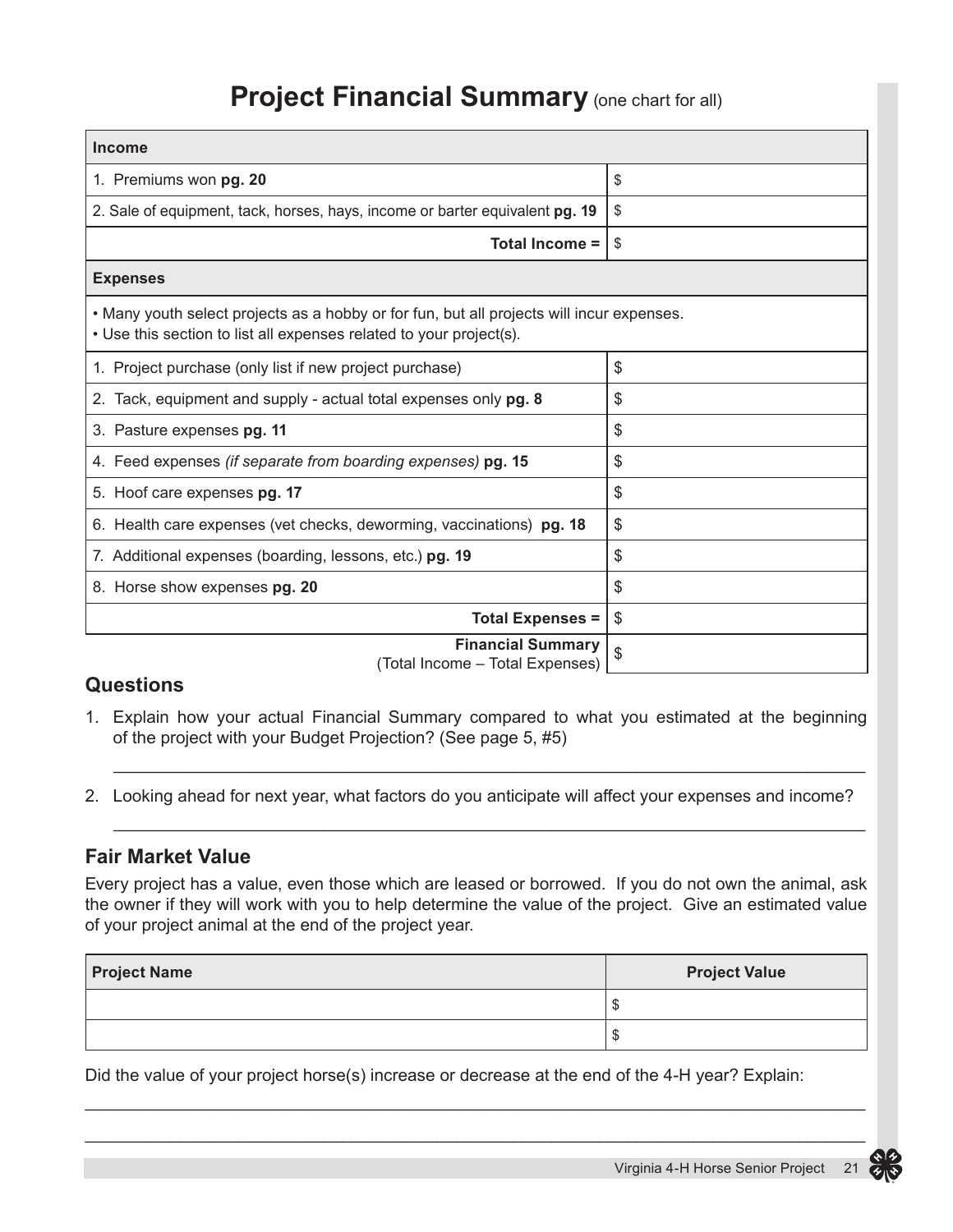# Project Financial Summary (one chart for all)

| Income | |
|---|---|
| 1. Premiums won **pg. 20** | $ |
| 2. Sale of equipment, tack, horses, hays, income or barter equivalent **pg. 19** | $ |
| **Total Income =** | $ |
| **Expenses** | |
| • Many youth select projects as a hobby or for fun, but all projects will incur expenses. • Use this section to list all expenses related to your project(s). | |
| 1. Project purchase (only list if new project purchase) | $ |
| 2. Tack, equipment and supply - actual total expenses only **pg. 8** | $ |
| 3. Pasture expenses **pg. 11** | $ |
| 4. Feed expenses *(if separate from boarding expenses)* **pg. 15** | $ |
| 5. Hoof care expenses **pg. 17** | $ |
| 6. Health care expenses (vet checks, deworming, vaccinations) **pg. 18** | $ |
| 7. Additional expenses (boarding, lessons, etc.) **pg. 19** | $ |
| 8. Horse show expenses **pg. 20** | $ |
| **Total Expenses =** | $ |
| **Financial Summary** (Total Income – Total Expenses) | $ |

## Questions

1. Explain how your actual Financial Summary compared to what you estimated at the beginning of the project with your Budget Projection? (See page 5, #5)

   ______________________________________________________________________________

2. Looking ahead for next year, what factors do you anticipate will affect your expenses and income?

   ______________________________________________________________________________

## Fair Market Value

Every project has a value, even those which are leased or borrowed. If you do not own the animal, ask the owner if they will work with you to help determine the value of the project. Give an estimated value of your project animal at the end of the project year.

| Project Name | Project Value |
|---|---|
| | $ |
| | $ |

Did the value of your project horse(s) increase or decrease at the end of the 4-H year? Explain:

______________________________________________________________________________

______________________________________________________________________________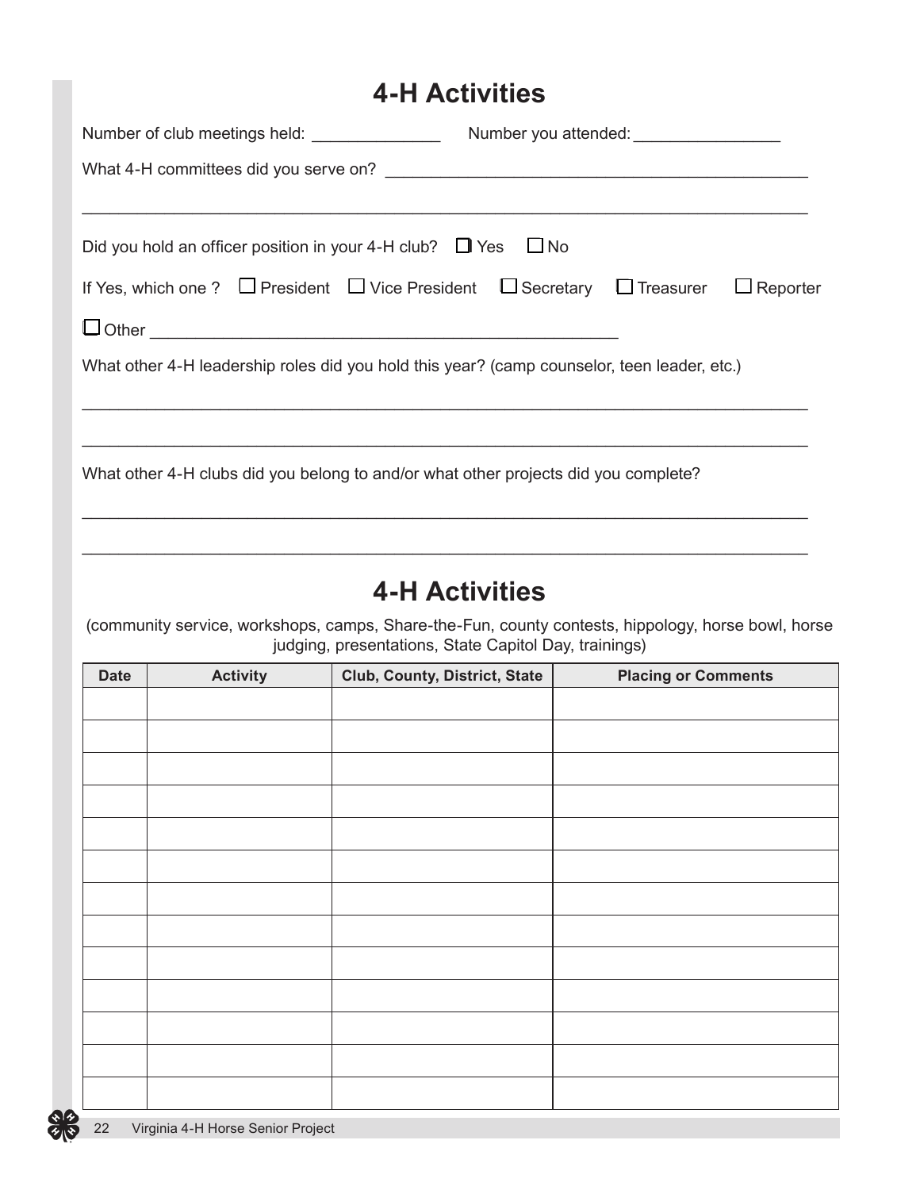## 4-H Activities

Number of club meetings held: ______________ Number you attended: ________________

What 4-H committees did you serve on? ________________________________________________

________________________________________________________________________________

Did you hold an officer position in your 4-H club? ☐ Yes ☐ No

If Yes, which one ? ☐ President ☐ Vice President ☐ Secretary ☐ Treasurer ☐ Reporter

☐ Other ______________________________________________________

What other 4-H leadership roles did you hold this year? (camp counselor, teen leader, etc.)

________________________________________________________________________________

________________________________________________________________________________

What other 4-H clubs did you belong to and/or what other projects did you complete?

________________________________________________________________________________

________________________________________________________________________________

## 4-H Activities

(community service, workshops, camps, Share-the-Fun, county contests, hippology, horse bowl, horse judging, presentations, State Capitol Day, trainings)

| Date | Activity | Club, County, District, State | Placing or Comments |
|---|---|---|---|
| | | | |
| | | | |
| | | | |
| | | | |
| | | | |
| | | | |
| | | | |
| | | | |
| | | | |
| | | | |
| | | | |
| | | | |
| | | | |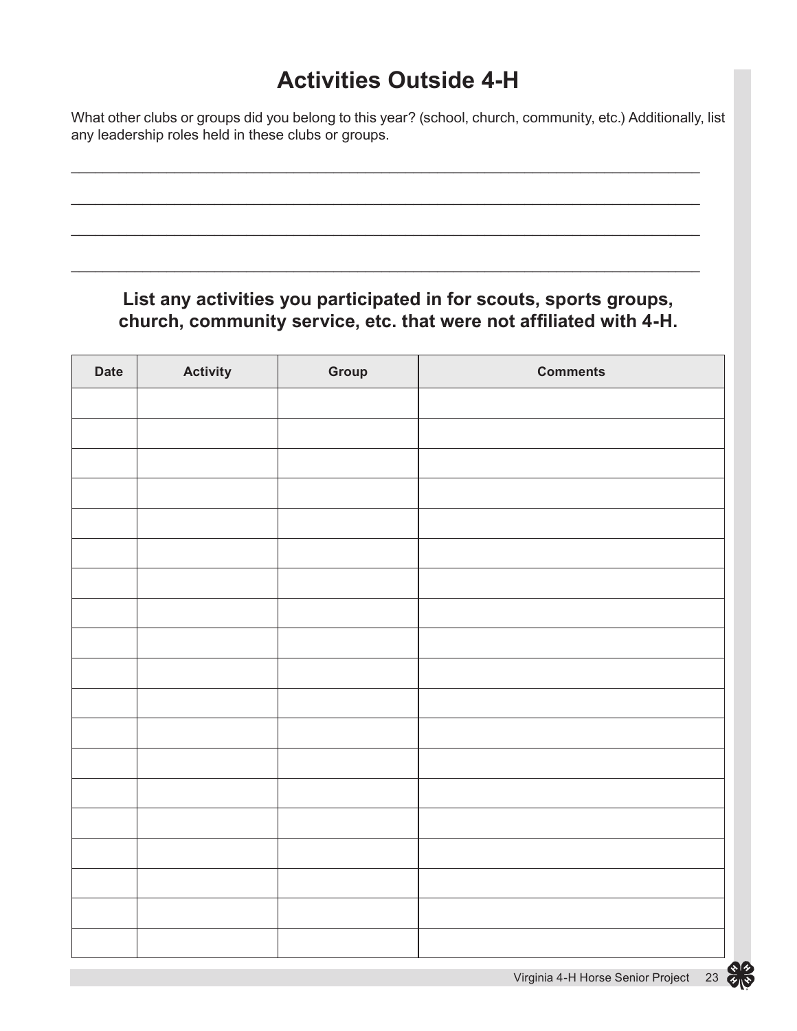# Activities Outside 4-H

What other clubs or groups did you belong to this year? (school, church, community, etc.) Additionally, list any leadership roles held in these clubs or groups.

\_\_\_\_\_\_\_\_\_\_\_\_\_\_\_\_\_\_\_\_\_\_\_\_\_\_\_\_\_\_\_\_\_\_\_\_\_\_\_\_\_\_\_\_\_\_\_\_\_\_\_\_\_\_\_\_\_\_\_\_\_\_\_\_\_\_\_\_\_\_\_\_\_\_\_\_\_\_

\_\_\_\_\_\_\_\_\_\_\_\_\_\_\_\_\_\_\_\_\_\_\_\_\_\_\_\_\_\_\_\_\_\_\_\_\_\_\_\_\_\_\_\_\_\_\_\_\_\_\_\_\_\_\_\_\_\_\_\_\_\_\_\_\_\_\_\_\_\_\_\_\_\_\_\_\_\_

\_\_\_\_\_\_\_\_\_\_\_\_\_\_\_\_\_\_\_\_\_\_\_\_\_\_\_\_\_\_\_\_\_\_\_\_\_\_\_\_\_\_\_\_\_\_\_\_\_\_\_\_\_\_\_\_\_\_\_\_\_\_\_\_\_\_\_\_\_\_\_\_\_\_\_\_\_\_

\_\_\_\_\_\_\_\_\_\_\_\_\_\_\_\_\_\_\_\_\_\_\_\_\_\_\_\_\_\_\_\_\_\_\_\_\_\_\_\_\_\_\_\_\_\_\_\_\_\_\_\_\_\_\_\_\_\_\_\_\_\_\_\_\_\_\_\_\_\_\_\_\_\_\_\_\_\_

**List any activities you participated in for scouts, sports groups, church, community service, etc. that were not affiliated with 4-H.**

| Date | Activity | Group | Comments |
|---|---|---|---|
| | | | |
| | | | |
| | | | |
| | | | |
| | | | |
| | | | |
| | | | |
| | | | |
| | | | |
| | | | |
| | | | |
| | | | |
| | | | |
| | | | |
| | | | |
| | | | |
| | | | |
| | | | |
| | | | |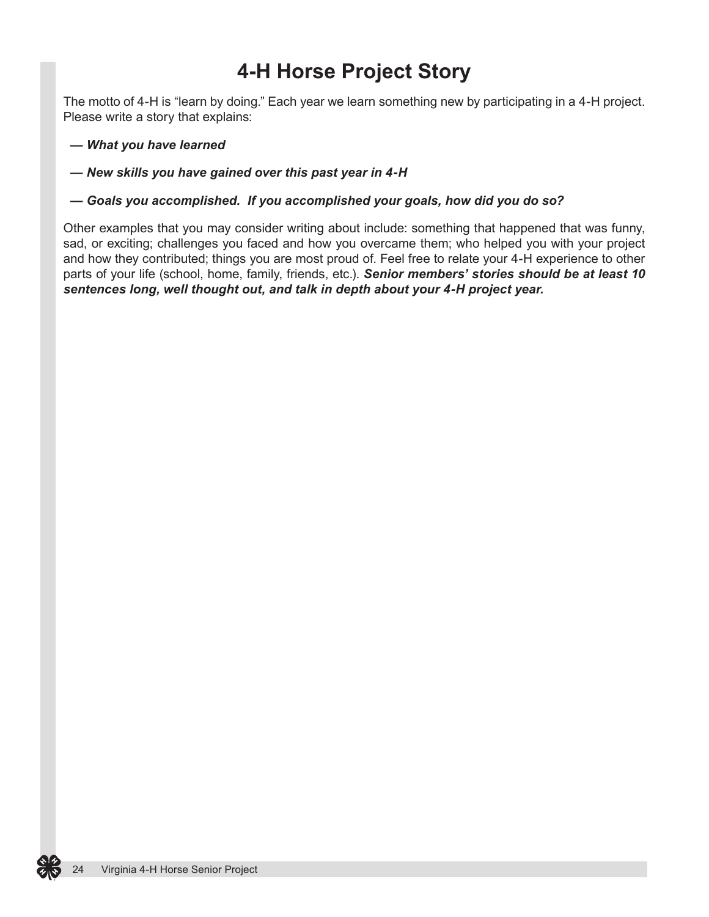# 4-H Horse Project Story

The motto of 4-H is "learn by doing." Each year we learn something new by participating in a 4-H project. Please write a story that explains:

— ***What you have learned***

— ***New skills you have gained over this past year in 4-H***

— ***Goals you accomplished. If you accomplished your goals, how did you do so?***

Other examples that you may consider writing about include: something that happened that was funny, sad, or exciting; challenges you faced and how you overcame them; who helped you with your project and how they contributed; things you are most proud of. Feel free to relate your 4-H experience to other parts of your life (school, home, family, friends, etc.). ***Senior members' stories should be at least 10 sentences long, well thought out, and talk in depth about your 4-H project year.***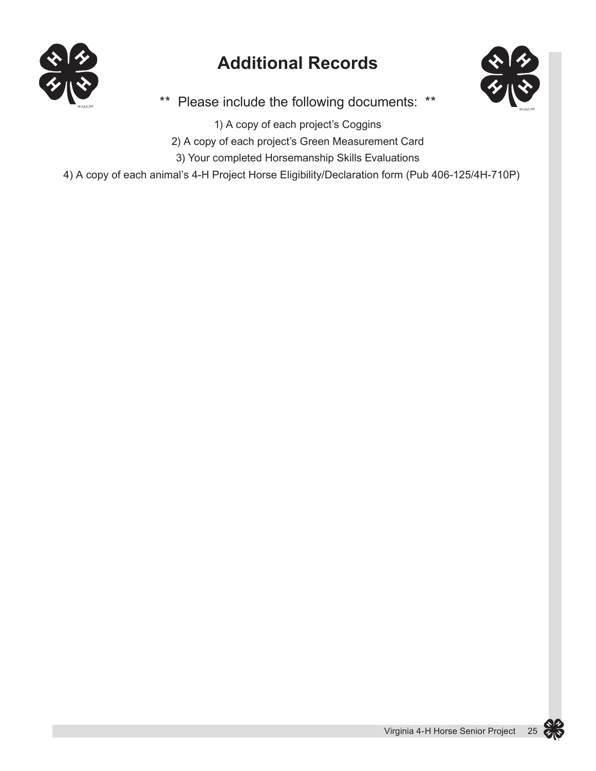# Additional Records

\*\* Please include the following documents: \*\*

1) A copy of each project's Coggins

2) A copy of each project's Green Measurement Card

3) Your completed Horsemanship Skills Evaluations

4) A copy of each animal's 4-H Project Horse Eligibility/Declaration form (Pub 406-125/4H-710P)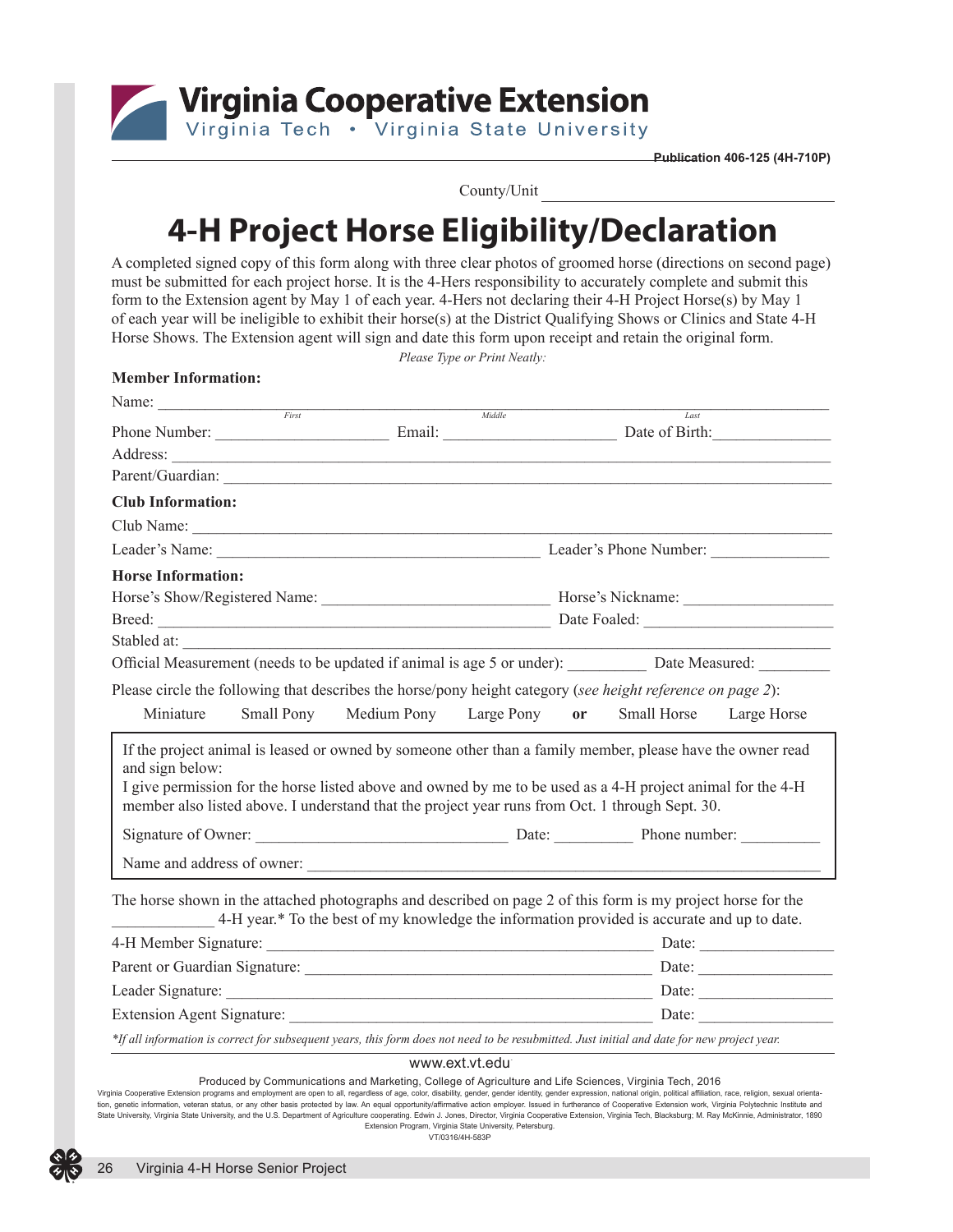Virginia Cooperative Extension

Virginia Tech • Virginia State University

**Publication 406-125 (4H-710P)**

County/Unit ______________________________

# 4-H Project Horse Eligibility/Declaration

A completed signed copy of this form along with three clear photos of groomed horse (directions on second page) must be submitted for each project horse. It is the 4-Hers responsibility to accurately complete and submit this form to the Extension agent by May 1 of each year. 4-Hers not declaring their 4-H Project Horse(s) by May 1 of each year will be ineligible to exhibit their horse(s) at the District Qualifying Shows or Clinics and State 4-H Horse Shows. The Extension agent will sign and date this form upon receipt and retain the original form.

*Please Type or Print Neatly:*

**Member Information:**

Name: ______________________________ ______________________________ ______________________________
*First* *Middle* *Last*

Phone Number: ____________________ Email: ____________________ Date of Birth: ______________

Address: ____________________________________________________________

Parent/Guardian: ____________________________________________________________

**Club Information:**

Club Name: ____________________________________________________________

Leader's Name: ________________________________________ Leader's Phone Number: ______________

**Horse Information:**

Horse's Show/Registered Name: ____________________________ Horse's Nickname: __________________

Breed: ________________________________________________ Date Foaled: ______________________

Stabled at: ____________________________________________________________

Official Measurement (needs to be updated if animal is age 5 or under): __________ Date Measured: _________

Please circle the following that describes the horse/pony height category (*see height reference on page 2*):

Miniature Small Pony Medium Pony Large Pony **or** Small Horse Large Horse

If the project animal is leased or owned by someone other than a family member, please have the owner read and sign below:
I give permission for the horse listed above and owned by me to be used as a 4-H project animal for the 4-H member also listed above. I understand that the project year runs from Oct. 1 through Sept. 30.

Signature of Owner: ______________________________ Date: __________ Phone number: __________

Name and address of owner: ____________________________________________________________

The horse shown in the attached photographs and described on page 2 of this form is my project horse for the ____________ 4-H year.* To the best of my knowledge the information provided is accurate and up to date.

4-H Member Signature: ______________________________________________ Date: ________________

Parent or Guardian Signature: ________________________________________ Date: ________________

Leader Signature: __________________________________________________ Date: ________________

Extension Agent Signature: __________________________________________ Date: ________________

*\*If all information is correct for subsequent years, this form does not need to be resubmitted. Just initial and date for new project year.*

www.ext.vt.edu

Produced by Communications and Marketing, College of Agriculture and Life Sciences, Virginia Tech, 2016

Virginia Cooperative Extension programs and employment are open to all, regardless of age, color, disability, gender, gender identity, gender expression, national origin, political affiliation, race, religion, sexual orientation, genetic information, veteran status, or any other basis protected by law. An equal opportunity/affirmative action employer. Issued in furtherance of Cooperative Extension work, Virginia Polytechnic Institute and State University, Virginia State University, and the U.S. Department of Agriculture cooperating. Edwin J. Jones, Director, Virginia Cooperative Extension, Virginia Tech, Blacksburg; M. Ray McKinnie, Administrator, 1890 Extension Program, Virginia State University, Petersburg.

VT/0316/4H-583P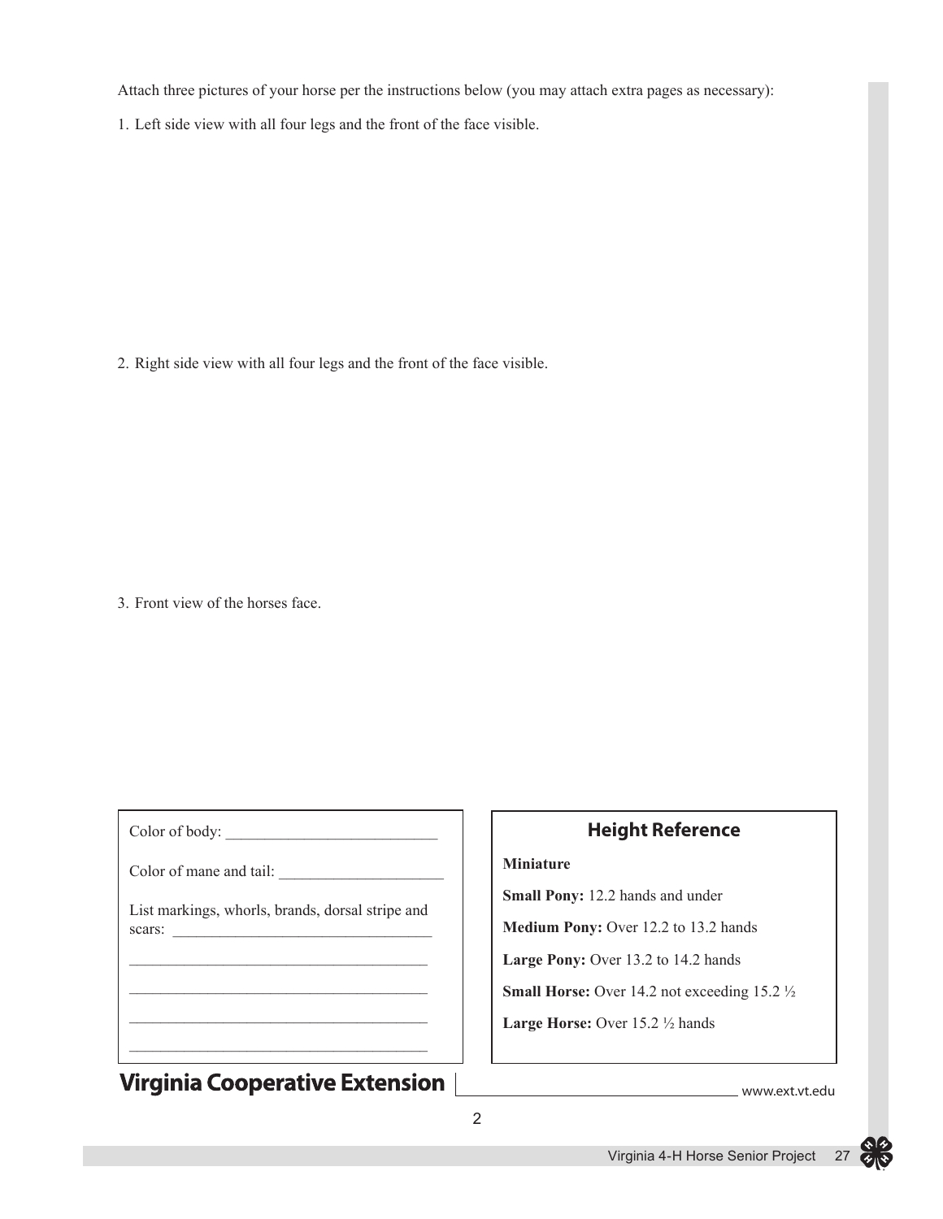Attach three pictures of your horse per the instructions below (you may attach extra pages as necessary):

1. Left side view with all four legs and the front of the face visible.

2. Right side view with all four legs and the front of the face visible.

3. Front view of the horses face.

Color of body: ___________________________

Color of mane and tail: _____________________

List markings, whorls, brands, dorsal stripe and scars: _________________________________

______________________________________

______________________________________

______________________________________

______________________________________

### Height Reference

**Miniature**

**Small Pony:** 12.2 hands and under

**Medium Pony:** Over 12.2 to 13.2 hands

**Large Pony:** Over 13.2 to 14.2 hands

**Small Horse:** Over 14.2 not exceeding 15.2 ½

**Large Horse:** Over 15.2 ½ hands

**Virginia Cooperative Extension** www.ext.vt.edu

2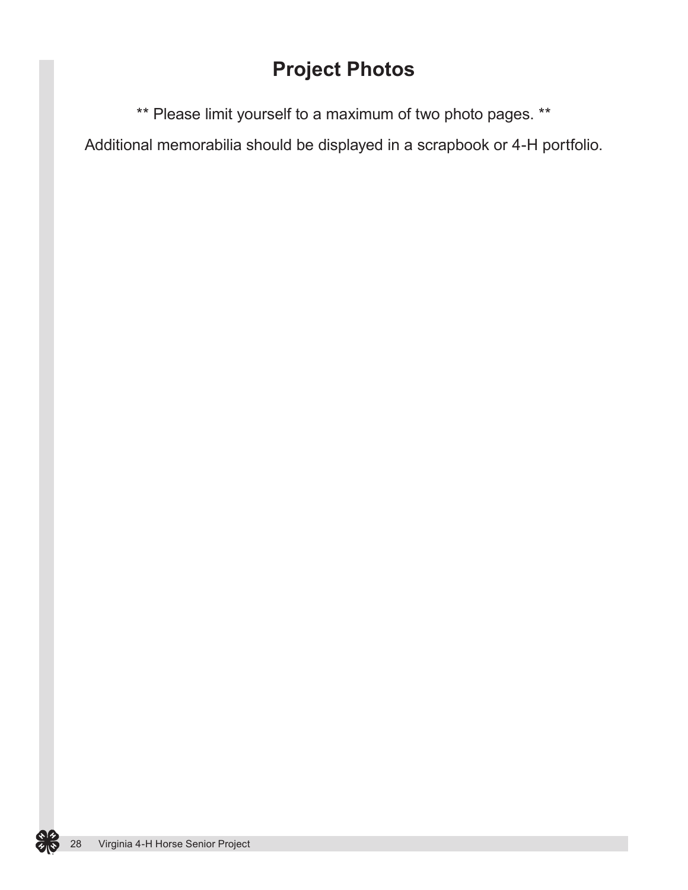# Project Photos

** Please limit yourself to a maximum of two photo pages. **

Additional memorabilia should be displayed in a scrapbook or 4-H portfolio.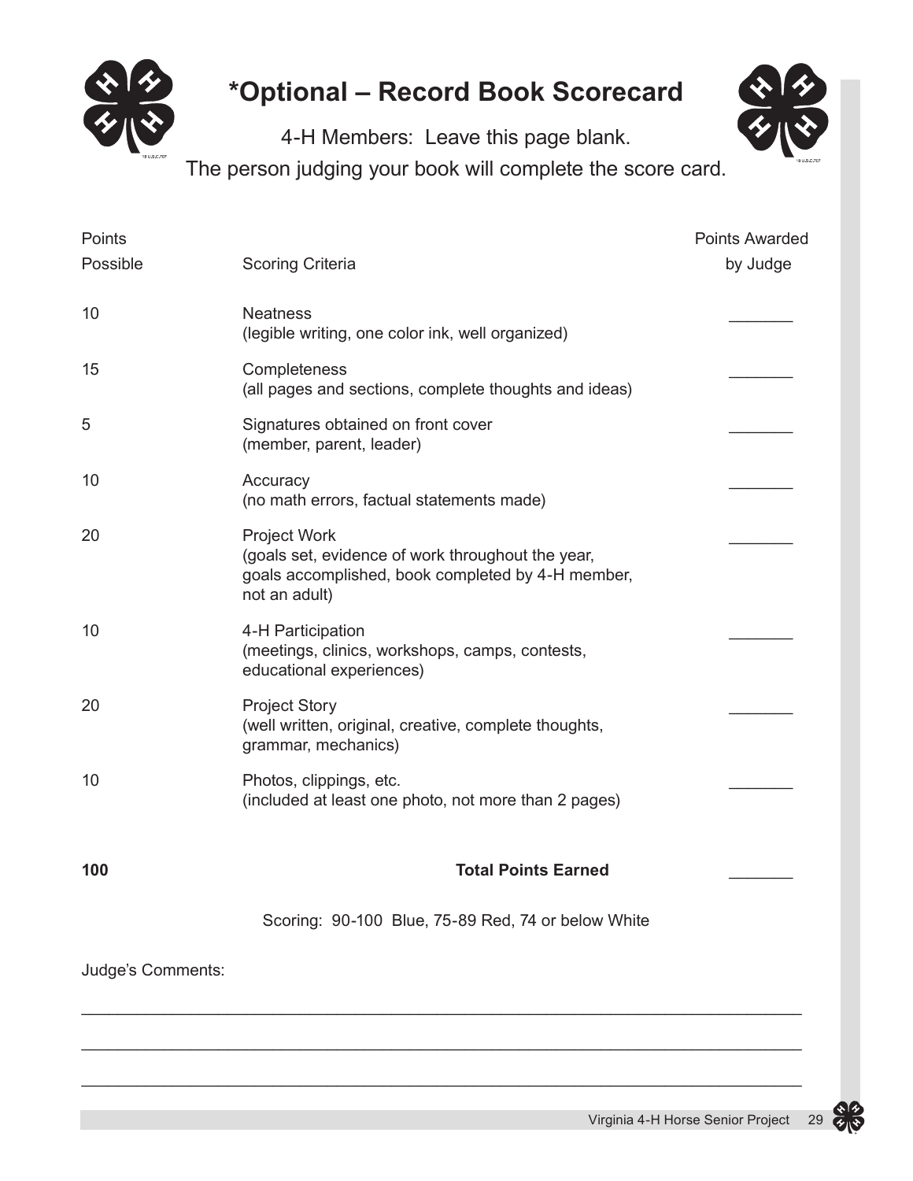# *Optional – Record Book Scorecard

4-H Members: Leave this page blank.

The person judging your book will complete the score card.

| Points Possible | Scoring Criteria | Points Awarded by Judge |
|---|---|---|
| 10 | Neatness (legible writing, one color ink, well organized) | _______ |
| 15 | Completeness (all pages and sections, complete thoughts and ideas) | _______ |
| 5 | Signatures obtained on front cover (member, parent, leader) | _______ |
| 10 | Accuracy (no math errors, factual statements made) | _______ |
| 20 | Project Work (goals set, evidence of work throughout the year, goals accomplished, book completed by 4-H member, not an adult) | _______ |
| 10 | 4-H Participation (meetings, clinics, workshops, camps, contests, educational experiences) | _______ |
| 20 | Project Story (well written, original, creative, complete thoughts, grammar, mechanics) | _______ |
| 10 | Photos, clippings, etc. (included at least one photo, not more than 2 pages) | _______ |
| **100** | **Total Points Earned** | _______ |

Scoring: 90-100 Blue, 75-89 Red, 74 or below White

Judge's Comments:

_______________________________________________________________________________

_______________________________________________________________________________

_______________________________________________________________________________